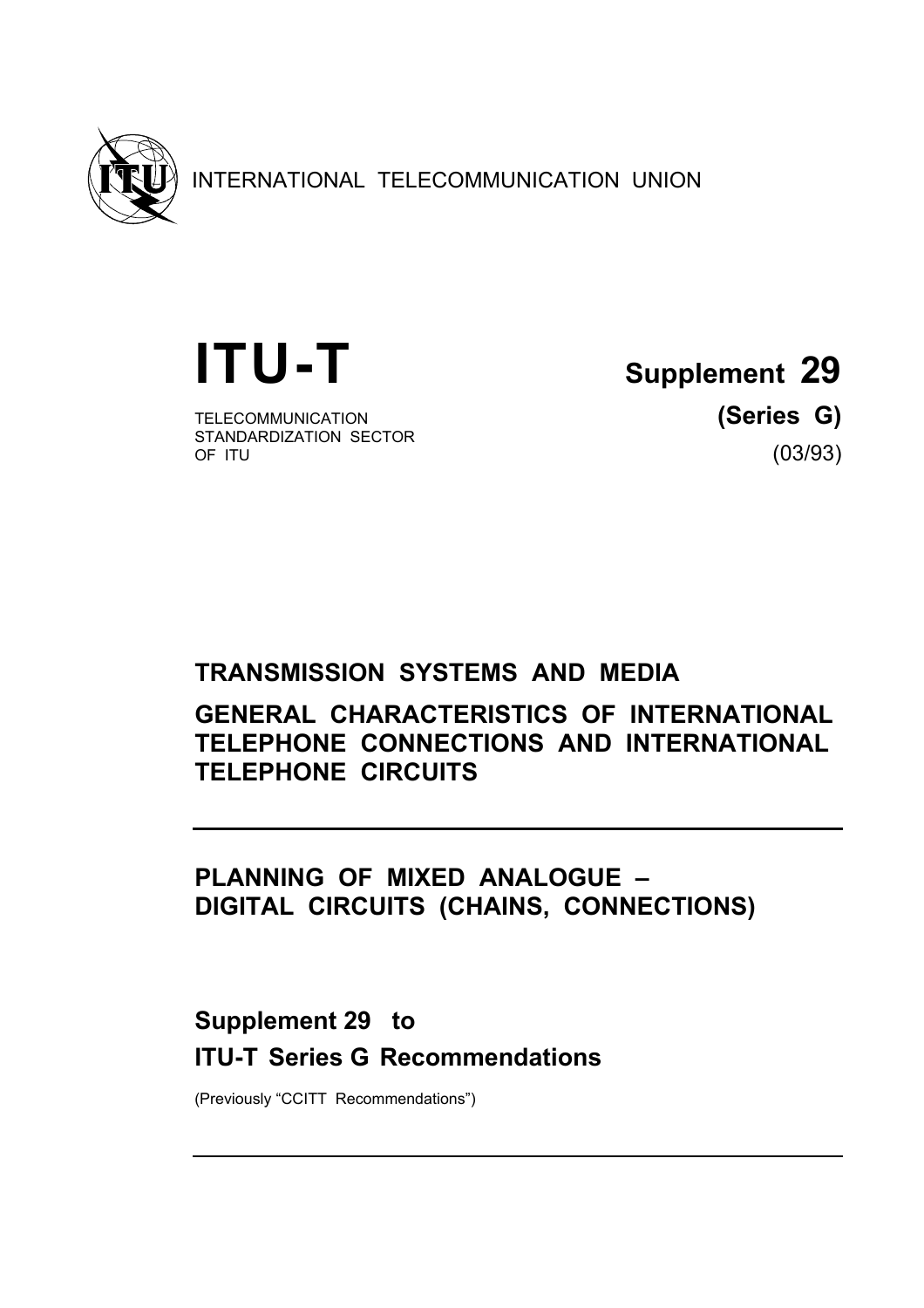INTERNATIONAL TELECOMMUNICATION UNION

# ITU-T

TELECOMMUNICATION
STANDARDIZATION SECTOR
OF ITU

**Supplement 29**

**(Series G)**

(03/93)

## TRANSMISSION SYSTEMS AND MEDIA

## GENERAL CHARACTERISTICS OF INTERNATIONAL TELEPHONE CONNECTIONS AND INTERNATIONAL TELEPHONE CIRCUITS

---

## PLANNING OF MIXED ANALOGUE – DIGITAL CIRCUITS (CHAINS, CONNECTIONS)

## Supplement 29 to ITU-T Series G Recommendations

(Previously "CCITT Recommendations")

---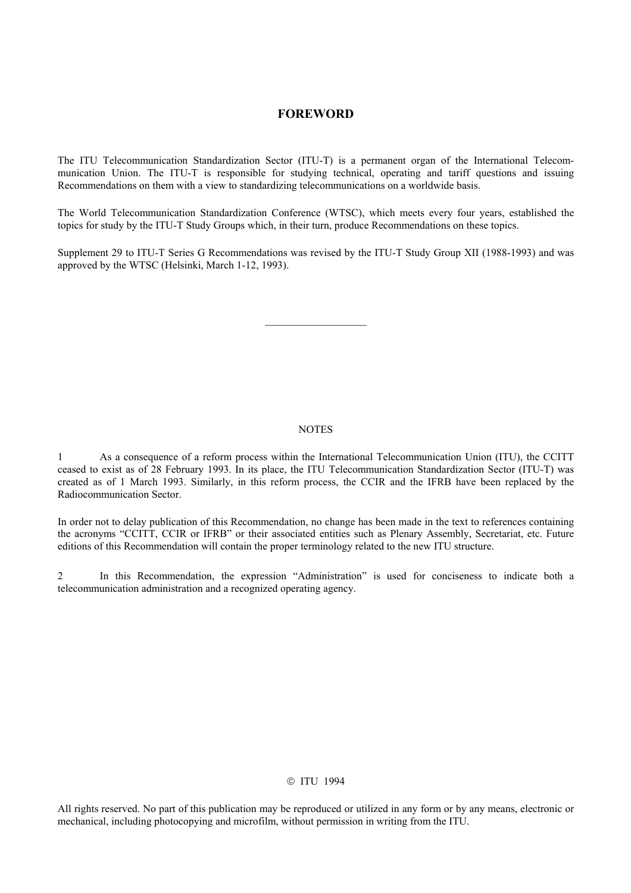# FOREWORD

The ITU Telecommunication Standardization Sector (ITU-T) is a permanent organ of the International Telecommunication Union. The ITU-T is responsible for studying technical, operating and tariff questions and issuing Recommendations on them with a view to standardizing telecommunications on a worldwide basis.

The World Telecommunication Standardization Conference (WTSC), which meets every four years, established the topics for study by the ITU-T Study Groups which, in their turn, produce Recommendations on these topics.

Supplement 29 to ITU-T Series G Recommendations was revised by the ITU-T Study Group XII (1988-1993) and was approved by the WTSC (Helsinki, March 1-12, 1993).

___________________

NOTES

1 As a consequence of a reform process within the International Telecommunication Union (ITU), the CCITT ceased to exist as of 28 February 1993. In its place, the ITU Telecommunication Standardization Sector (ITU-T) was created as of 1 March 1993. Similarly, in this reform process, the CCIR and the IFRB have been replaced by the Radiocommunication Sector.

In order not to delay publication of this Recommendation, no change has been made in the text to references containing the acronyms "CCITT, CCIR or IFRB" or their associated entities such as Plenary Assembly, Secretariat, etc. Future editions of this Recommendation will contain the proper terminology related to the new ITU structure.

2 In this Recommendation, the expression "Administration" is used for conciseness to indicate both a telecommunication administration and a recognized operating agency.

© ITU 1994

All rights reserved. No part of this publication may be reproduced or utilized in any form or by any means, electronic or mechanical, including photocopying and microfilm, without permission in writing from the ITU.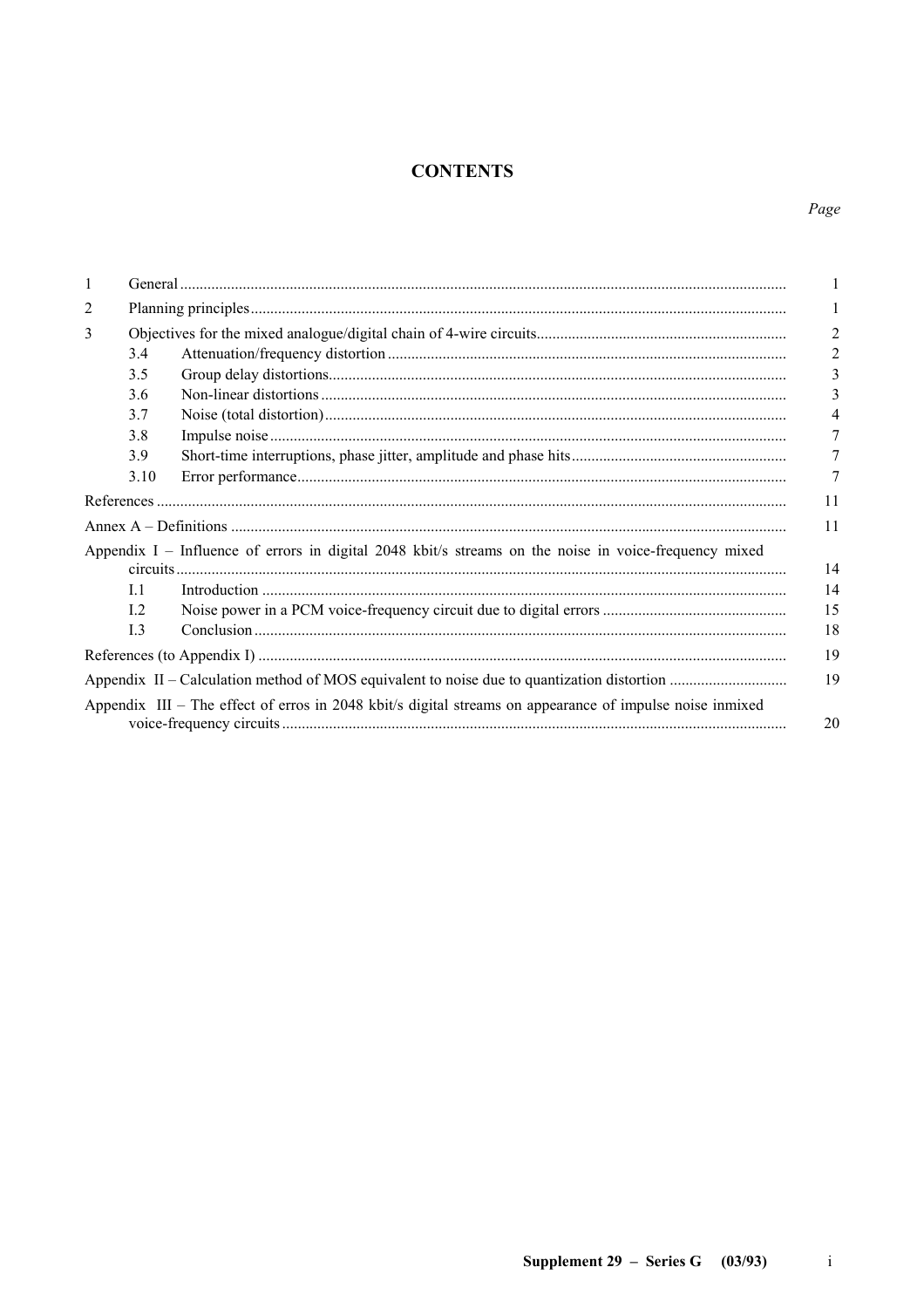# CONTENTS

*Page*

| | | |
|---|---|---|
| 1 | General | 1 |
| 2 | Planning principles | 1 |
| 3 | Objectives for the mixed analogue/digital chain of 4-wire circuits | 2 |
| 3.4 | Attenuation/frequency distortion | 2 |
| 3.5 | Group delay distortions | 3 |
| 3.6 | Non-linear distortions | 3 |
| 3.7 | Noise (total distortion) | 4 |
| 3.8 | Impulse noise | 7 |
| 3.9 | Short-time interruptions, phase jitter, amplitude and phase hits | 7 |
| 3.10 | Error performance | 7 |
| References | | 11 |
| Annex A – Definitions | | 11 |
| Appendix I – Influence of errors in digital 2048 kbit/s streams on the noise in voice-frequency mixed circuits | | 14 |
| I.1 | Introduction | 14 |
| I.2 | Noise power in a PCM voice-frequency circuit due to digital errors | 15 |
| I.3 | Conclusion | 18 |
| References (to Appendix I) | | 19 |
| Appendix II – Calculation method of MOS equivalent to noise due to quantization distortion | | 19 |
| Appendix III – The effect of erros in 2048 kbit/s digital streams on appearance of impulse noise inmixed voice-frequency circuits | | 20 |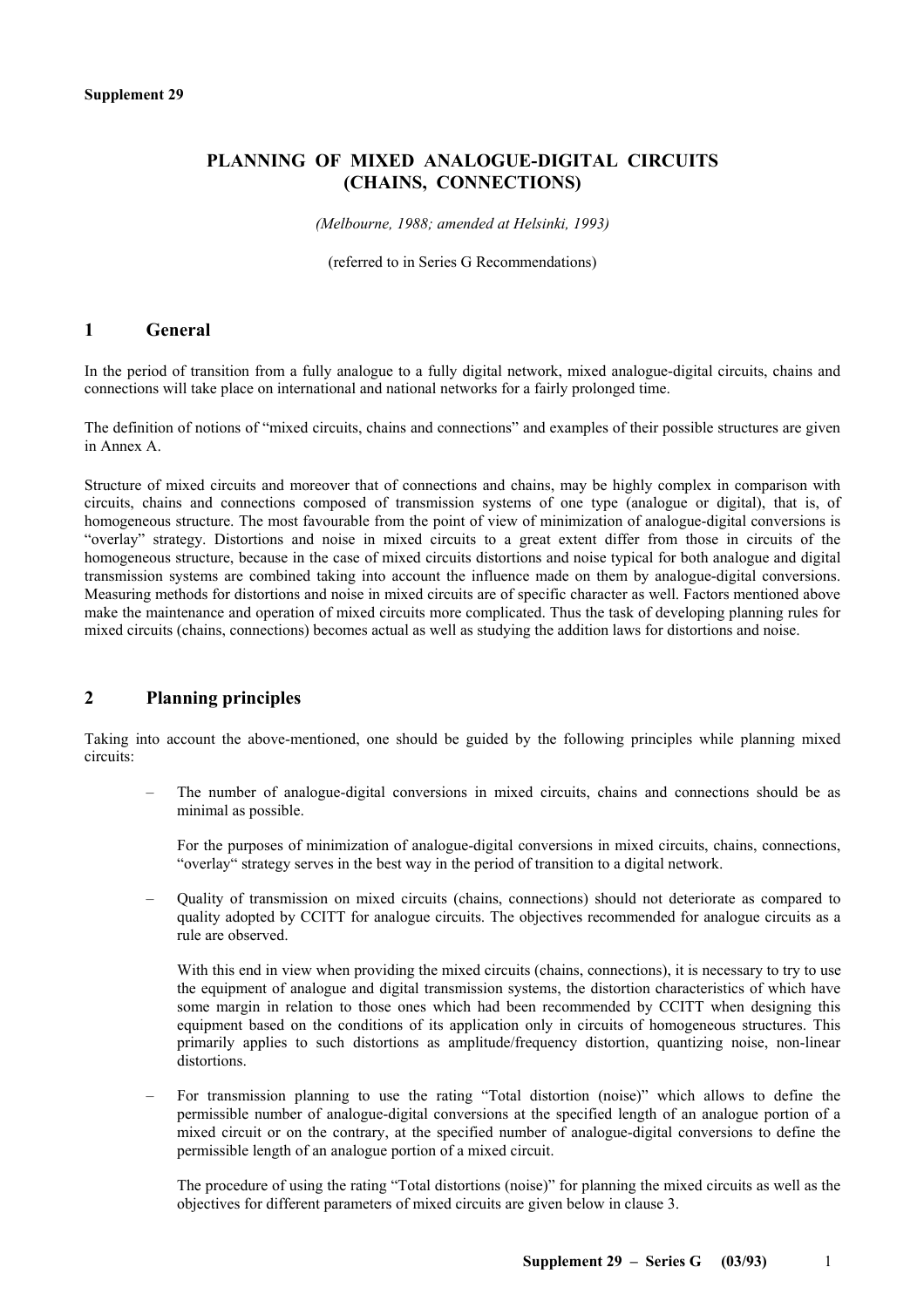**Supplement 29**

# PLANNING OF MIXED ANALOGUE-DIGITAL CIRCUITS (CHAINS, CONNECTIONS)

*(Melbourne, 1988; amended at Helsinki, 1993)*

(referred to in Series G Recommendations)

## 1 General

In the period of transition from a fully analogue to a fully digital network, mixed analogue-digital circuits, chains and connections will take place on international and national networks for a fairly prolonged time.

The definition of notions of "mixed circuits, chains and connections" and examples of their possible structures are given in Annex A.

Structure of mixed circuits and moreover that of connections and chains, may be highly complex in comparison with circuits, chains and connections composed of transmission systems of one type (analogue or digital), that is, of homogeneous structure. The most favourable from the point of view of minimization of analogue-digital conversions is "overlay" strategy. Distortions and noise in mixed circuits to a great extent differ from those in circuits of the homogeneous structure, because in the case of mixed circuits distortions and noise typical for both analogue and digital transmission systems are combined taking into account the influence made on them by analogue-digital conversions. Measuring methods for distortions and noise in mixed circuits are of specific character as well. Factors mentioned above make the maintenance and operation of mixed circuits more complicated. Thus the task of developing planning rules for mixed circuits (chains, connections) becomes actual as well as studying the addition laws for distortions and noise.

## 2 Planning principles

Taking into account the above-mentioned, one should be guided by the following principles while planning mixed circuits:

– The number of analogue-digital conversions in mixed circuits, chains and connections should be as minimal as possible.

  For the purposes of minimization of analogue-digital conversions in mixed circuits, chains, connections, "overlay" strategy serves in the best way in the period of transition to a digital network.

– Quality of transmission on mixed circuits (chains, connections) should not deteriorate as compared to quality adopted by CCITT for analogue circuits. The objectives recommended for analogue circuits as a rule are observed.

  With this end in view when providing the mixed circuits (chains, connections), it is necessary to try to use the equipment of analogue and digital transmission systems, the distortion characteristics of which have some margin in relation to those ones which had been recommended by CCITT when designing this equipment based on the conditions of its application only in circuits of homogeneous structures. This primarily applies to such distortions as amplitude/frequency distortion, quantizing noise, non-linear distortions.

– For transmission planning to use the rating "Total distortion (noise)" which allows to define the permissible number of analogue-digital conversions at the specified length of an analogue portion of a mixed circuit or on the contrary, at the specified number of analogue-digital conversions to define the permissible length of an analogue portion of a mixed circuit.

  The procedure of using the rating "Total distortions (noise)" for planning the mixed circuits as well as the objectives for different parameters of mixed circuits are given below in clause 3.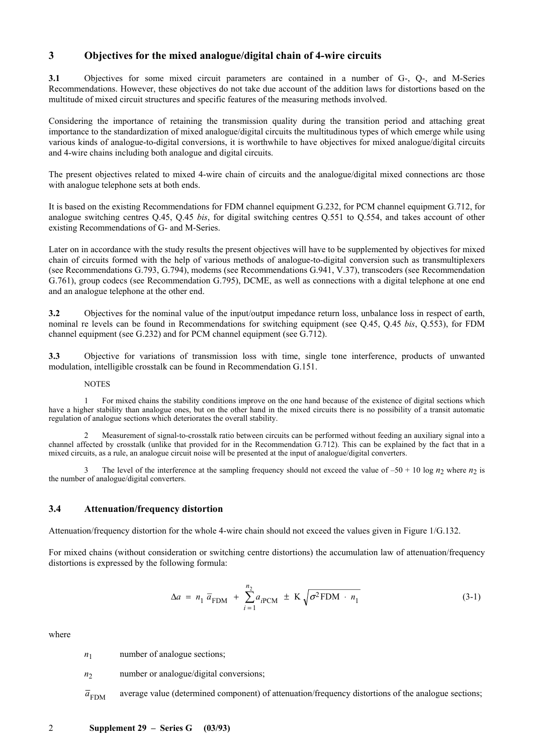## 3 Objectives for the mixed analogue/digital chain of 4-wire circuits

**3.1** Objectives for some mixed circuit parameters are contained in a number of G-, Q-, and M-Series Recommendations. However, these objectives do not take due account of the addition laws for distortions based on the multitude of mixed circuit structures and specific features of the measuring methods involved.

Considering the importance of retaining the transmission quality during the transition period and attaching great importance to the standardization of mixed analogue/digital circuits the multitudinous types of which emerge while using various kinds of analogue-to-digital conversions, it is worthwhile to have objectives for mixed analogue/digital circuits and 4-wire chains including both analogue and digital circuits.

The present objectives related to mixed 4-wire chain of circuits and the analogue/digital mixed connections arc those with analogue telephone sets at both ends.

It is based on the existing Recommendations for FDM channel equipment G.232, for PCM channel equipment G.712, for analogue switching centres Q.45, Q.45 *bis*, for digital switching centres Q.551 to Q.554, and takes account of other existing Recommendations of G- and M-Series.

Later on in accordance with the study results the present objectives will have to be supplemented by objectives for mixed chain of circuits formed with the help of various methods of analogue-to-digital conversion such as transmultiplexers (see Recommendations G.793, G.794), modems (see Recommendations G.941, V.37), transcoders (see Recommendation G.761), group codecs (see Recommendation G.795), DCME, as well as connections with a digital telephone at one end and an analogue telephone at the other end.

**3.2** Objectives for the nominal value of the input/output impedance return loss, unbalance loss in respect of earth, nominal re levels can be found in Recommendations for switching equipment (see Q.45, Q.45 *bis*, Q.553), for FDM channel equipment (see G.232) and for PCM channel equipment (see G.712).

**3.3** Objective for variations of transmission loss with time, single tone interference, products of unwanted modulation, intelligible crosstalk can be found in Recommendation G.151.

NOTES

1 For mixed chains the stability conditions improve on the one hand because of the existence of digital sections which have a higher stability than analogue ones, but on the other hand in the mixed circuits there is no possibility of a transit automatic regulation of analogue sections which deteriorates the overall stability.

2 Measurement of signal-to-crosstalk ratio between circuits can be performed without feeding an auxiliary signal into a channel affected by crosstalk (unlike that provided for in the Recommendation G.712). This can be explained by the fact that in a mixed circuits, as a rule, an analogue circuit noise will be presented at the input of analogue/digital converters.

3 The level of the interference at the sampling frequency should not exceed the value of $-50 + 10 \log n_2$ where $n_2$ is the number of analogue/digital converters.

### 3.4 Attenuation/frequency distortion

Attenuation/frequency distortion for the whole 4-wire chain should not exceed the values given in Figure 1/G.132.

For mixed chains (without consideration or switching centre distortions) the accumulation law of attenuation/frequency distortions is expressed by the following formula:

$$\Delta a = n_1 \, \overline{a}_{\text{FDM}} + \sum_{i=1}^{n_2} a_{i\text{PCM}} \pm \text{K} \sqrt{\sigma^2 \text{FDM} \cdot n_1} \tag{3-1}$$

where

- $n_1$ number of analogue sections;
- $n_2$ number or analogue/digital conversions;
- $\overline{a}_{\text{FDM}}$ average value (determined component) of attenuation/frequency distortions of the analogue sections;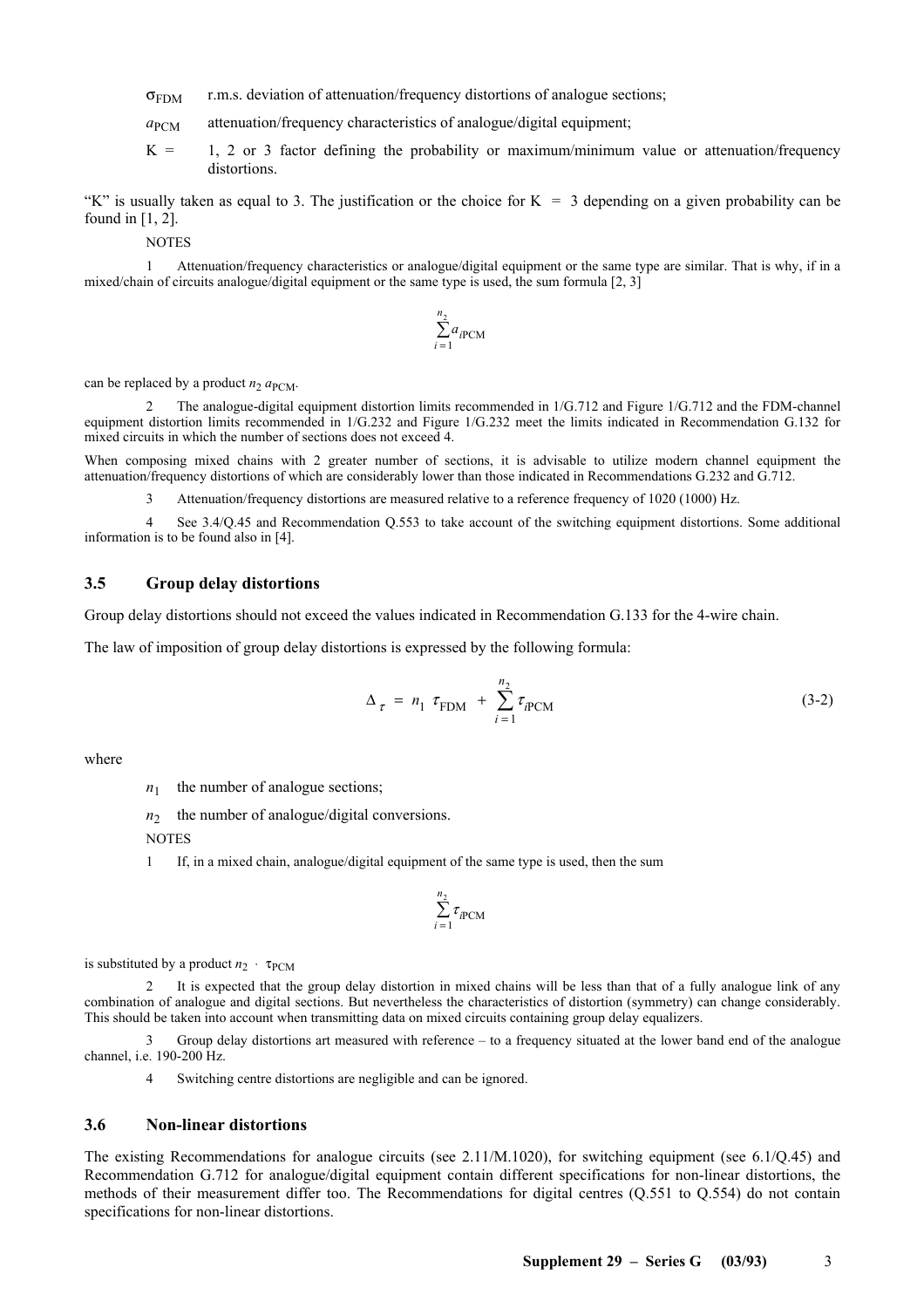$\sigma_{FDM}$ r.m.s. deviation of attenuation/frequency distortions of analogue sections;

$a_{PCM}$ attenuation/frequency characteristics of analogue/digital equipment;

K = 1, 2 or 3 factor defining the probability or maximum/minimum value or attenuation/frequency distortions.

"K" is usually taken as equal to 3. The justification or the choice for K = 3 depending on a given probability can be found in [1, 2].

NOTES

1 Attenuation/frequency characteristics or analogue/digital equipment or the same type are similar. That is why, if in a mixed/chain of circuits analogue/digital equipment or the same type is used, the sum formula [2, 3]

$$\sum_{i=1}^{n_2} a_{i\text{PCM}}$$

can be replaced by a product $n_2\, a_{PCM}$.

2 The analogue-digital equipment distortion limits recommended in 1/G.712 and Figure 1/G.712 and the FDM-channel equipment distortion limits recommended in 1/G.232 and Figure 1/G.232 meet the limits indicated in Recommendation G.132 for mixed circuits in which the number of sections does not exceed 4.

When composing mixed chains with 2 greater number of sections, it is advisable to utilize modern channel equipment the attenuation/frequency distortions of which are considerably lower than those indicated in Recommendations G.232 and G.712.

3 Attenuation/frequency distortions are measured relative to a reference frequency of 1020 (1000) Hz.

4 See 3.4/Q.45 and Recommendation Q.553 to take account of the switching equipment distortions. Some additional information is to be found also in [4].

### 3.5 Group delay distortions

Group delay distortions should not exceed the values indicated in Recommendation G.133 for the 4-wire chain.

The law of imposition of group delay distortions is expressed by the following formula:

$$\Delta_{\tau} = n_1\ \tau_{\text{FDM}} + \sum_{i=1}^{n_2} \tau_{i\text{PCM}} \tag{3-2}$$

where

$n_1$ the number of analogue sections;

$n_2$ the number of analogue/digital conversions.

NOTES

1 If, in a mixed chain, analogue/digital equipment of the same type is used, then the sum

$$\sum_{i=1}^{n_2} \tau_{i\text{PCM}}$$

is substituted by a product $n_2 \cdot \tau_{PCM}$

2 It is expected that the group delay distortion in mixed chains will be less than that of a fully analogue link of any combination of analogue and digital sections. But nevertheless the characteristics of distortion (symmetry) can change considerably. This should be taken into account when transmitting data on mixed circuits containing group delay equalizers.

3 Group delay distortions art measured with reference – to a frequency situated at the lower band end of the analogue channel, i.e. 190-200 Hz.

4 Switching centre distortions are negligible and can be ignored.

### 3.6 Non-linear distortions

The existing Recommendations for analogue circuits (see 2.11/M.1020), for switching equipment (see 6.1/Q.45) and Recommendation G.712 for analogue/digital equipment contain different specifications for non-linear distortions, the methods of their measurement differ too. The Recommendations for digital centres (Q.551 to Q.554) do not contain specifications for non-linear distortions.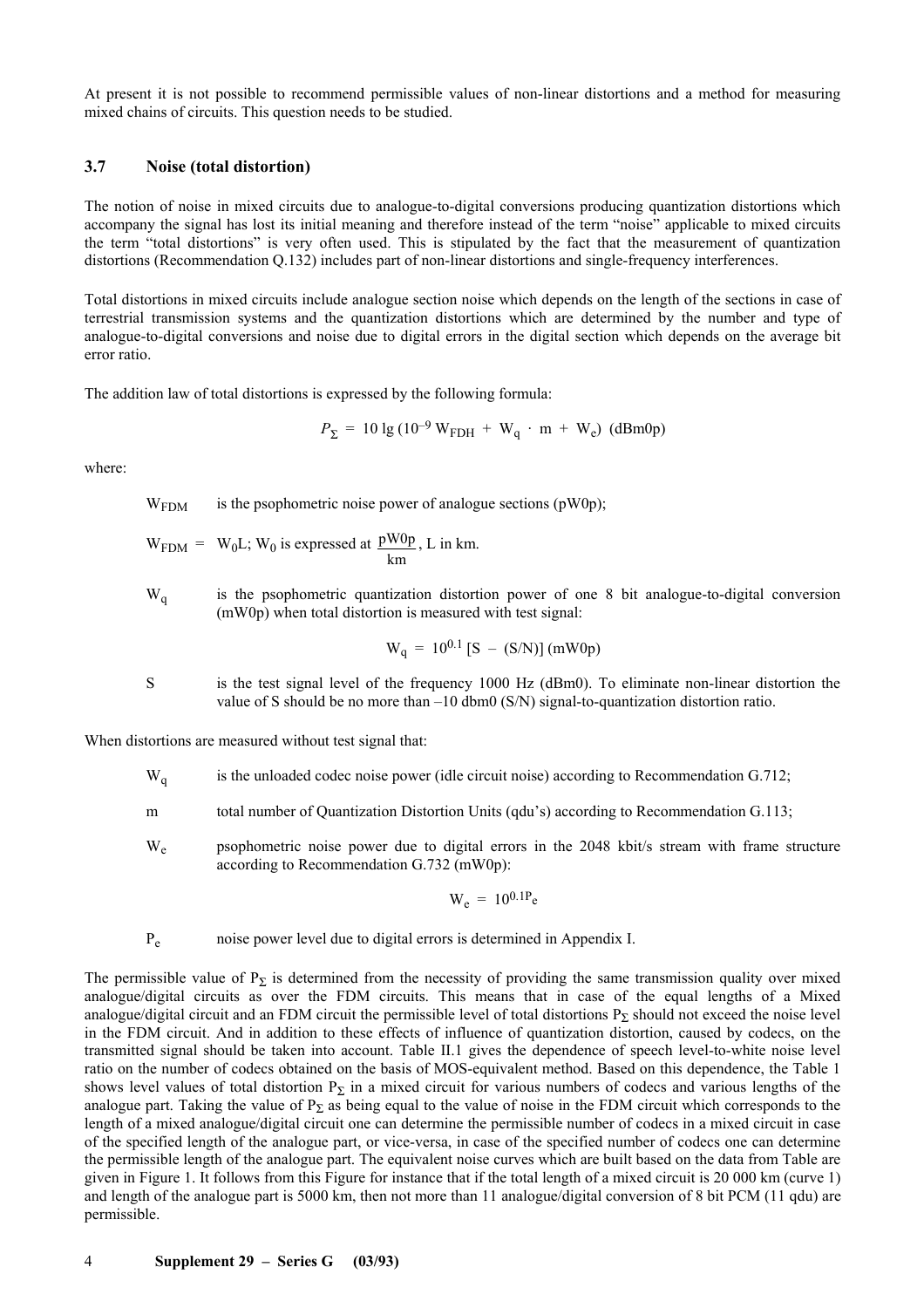At present it is not possible to recommend permissible values of non-linear distortions and a method for measuring mixed chains of circuits. This question needs to be studied.

### 3.7 Noise (total distortion)

The notion of noise in mixed circuits due to analogue-to-digital conversions producing quantization distortions which accompany the signal has lost its initial meaning and therefore instead of the term "noise" applicable to mixed circuits the term "total distortions" is very often used. This is stipulated by the fact that the measurement of quantization distortions (Recommendation Q.132) includes part of non-linear distortions and single-frequency interferences.

Total distortions in mixed circuits include analogue section noise which depends on the length of the sections in case of terrestrial transmission systems and the quantization distortions which are determined by the number and type of analogue-to-digital conversions and noise due to digital errors in the digital section which depends on the average bit error ratio.

The addition law of total distortions is expressed by the following formula:

$$P_{\Sigma} = 10 \lg (10^{-9} W_{FDH} + W_q \cdot m + W_e) \text{ (dBm0p)}$$

where:

$W_{FDM}$ is the psophometric noise power of analogue sections (pW0p);

$W_{FDM} = W_0 L$; $W_0$ is expressed at $\frac{\text{pW0p}}{\text{km}}$, L in km.

$W_q$ is the psophometric quantization distortion power of one 8 bit analogue-to-digital conversion (mW0p) when total distortion is measured with test signal:

$$W_q = 10^{0.1} [S - (S/N)] \text{ (mW0p)}$$

S is the test signal level of the frequency 1000 Hz (dBm0). To eliminate non-linear distortion the value of S should be no more than –10 dbm0 (S/N) signal-to-quantization distortion ratio.

When distortions are measured without test signal that:

$W_q$ is the unloaded codec noise power (idle circuit noise) according to Recommendation G.712;

m total number of Quantization Distortion Units (qdu's) according to Recommendation G.113;

$W_e$ psophometric noise power due to digital errors in the 2048 kbit/s stream with frame structure according to Recommendation G.732 (mW0p):

$$W_e = 10^{0.1 P_e}$$

$P_e$ noise power level due to digital errors is determined in Appendix I.

The permissible value of $P_{\Sigma}$ is determined from the necessity of providing the same transmission quality over mixed analogue/digital circuits as over the FDM circuits. This means that in case of the equal lengths of a Mixed analogue/digital circuit and an FDM circuit the permissible level of total distortions $P_{\Sigma}$ should not exceed the noise level in the FDM circuit. And in addition to these effects of influence of quantization distortion, caused by codecs, on the transmitted signal should be taken into account. Table II.1 gives the dependence of speech level-to-white noise level ratio on the number of codecs obtained on the basis of MOS-equivalent method. Based on this dependence, the Table 1 shows level values of total distortion $P_{\Sigma}$ in a mixed circuit for various numbers of codecs and various lengths of the analogue part. Taking the value of $P_{\Sigma}$ as being equal to the value of noise in the FDM circuit which corresponds to the length of a mixed analogue/digital circuit one can determine the permissible number of codecs in a mixed circuit in case of the specified length of the analogue part, or vice-versa, in case of the specified number of codecs one can determine the permissible length of the analogue part. The equivalent noise curves which are built based on the data from Table are given in Figure 1. It follows from this Figure for instance that if the total length of a mixed circuit is 20 000 km (curve 1) and length of the analogue part is 5000 km, then not more than 11 analogue/digital conversion of 8 bit PCM (11 qdu) are permissible.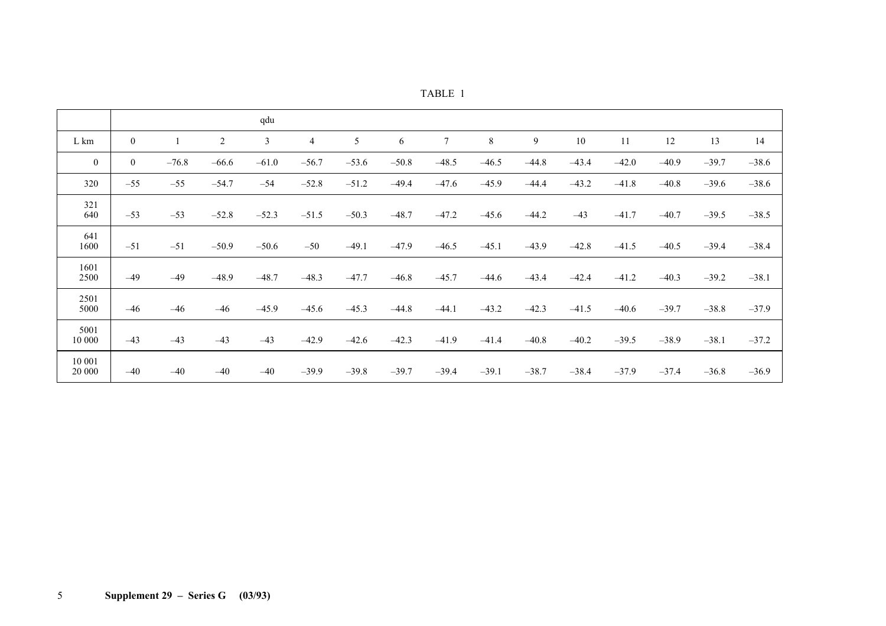TABLE 1

| | qdu | | | | | | | | | | | | | | |
|---|---|---|---|---|---|---|---|---|---|---|---|---|---|---|---|
| L km | 0 | 1 | 2 | 3 | 4 | 5 | 6 | 7 | 8 | 9 | 10 | 11 | 12 | 13 | 14 |
| 0 | 0 | –76.8 | –66.6 | –61.0 | –56.7 | –53.6 | –50.8 | –48.5 | –46.5 | –44.8 | –43.4 | –42.0 | –40.9 | –39.7 | –38.6 |
| 320 | –55 | –55 | –54.7 | –54 | –52.8 | –51.2 | –49.4 | –47.6 | –45.9 | –44.4 | –43.2 | –41.8 | –40.8 | –39.6 | –38.6 |
| 321 640 | –53 | –53 | –52.8 | –52.3 | –51.5 | –50.3 | –48.7 | –47.2 | –45.6 | –44.2 | –43 | –41.7 | –40.7 | –39.5 | –38.5 |
| 641 1600 | –51 | –51 | –50.9 | –50.6 | –50 | –49.1 | –47.9 | –46.5 | –45.1 | –43.9 | –42.8 | –41.5 | –40.5 | –39.4 | –38.4 |
| 1601 2500 | –49 | –49 | –48.9 | –48.7 | –48.3 | –47.7 | –46.8 | –45.7 | –44.6 | –43.4 | –42.4 | –41.2 | –40.3 | –39.2 | –38.1 |
| 2501 5000 | –46 | –46 | –46 | –45.9 | –45.6 | –45.3 | –44.8 | –44.1 | –43.2 | –42.3 | –41.5 | –40.6 | –39.7 | –38.8 | –37.9 |
| 5001 10 000 | –43 | –43 | –43 | –43 | –42.9 | –42.6 | –42.3 | –41.9 | –41.4 | –40.8 | –40.2 | –39.5 | –38.9 | –38.1 | –37.2 |
| 10 001 20 000 | –40 | –40 | –40 | –40 | –39.9 | –39.8 | –39.7 | –39.4 | –39.1 | –38.7 | –38.4 | –37.9 | –37.4 | –36.8 | –36.9 |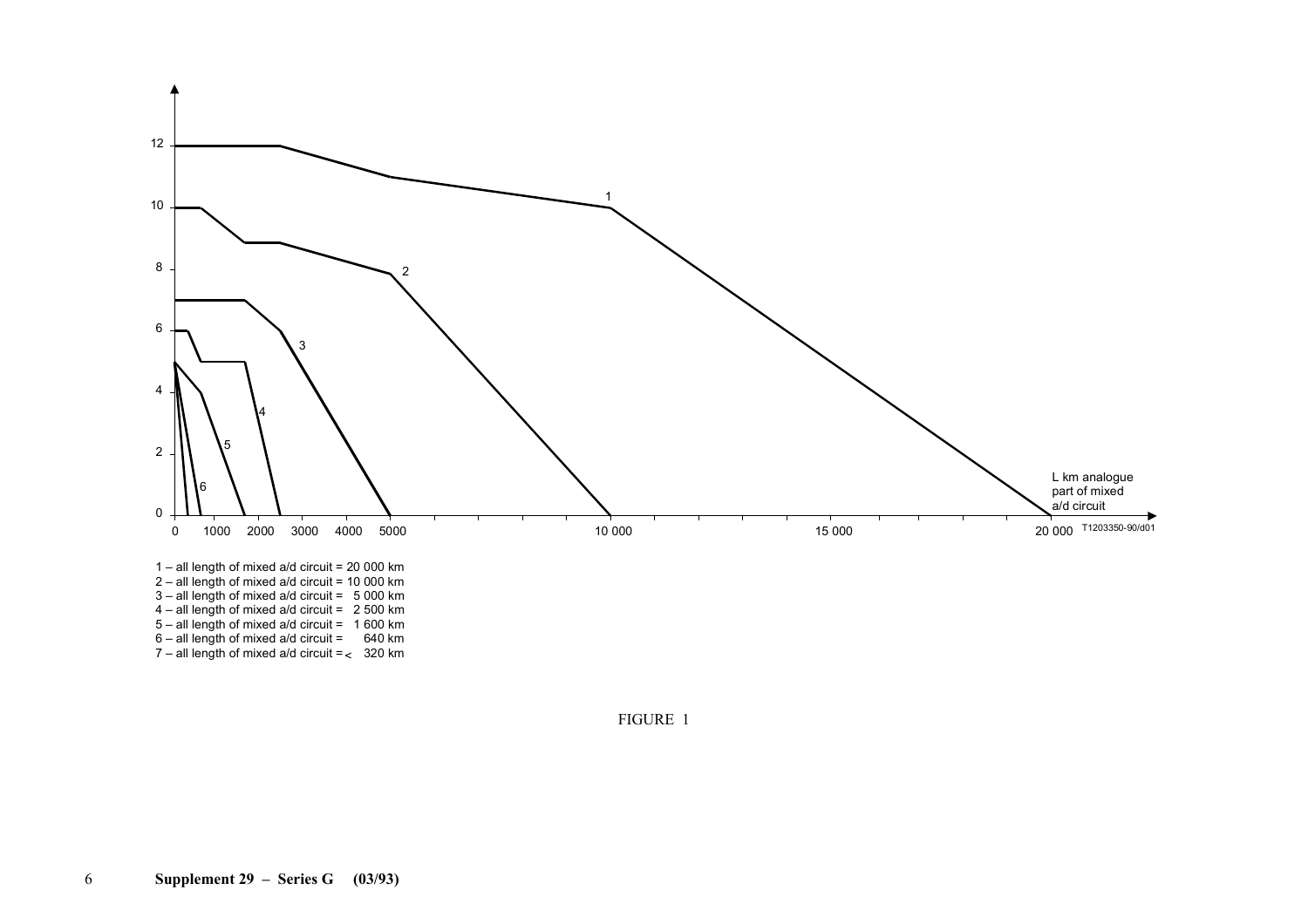1 – all length of mixed a/d circuit = 20 000 km
2 – all length of mixed a/d circuit = 10 000 km
3 – all length of mixed a/d circuit = 5 000 km
4 – all length of mixed a/d circuit = 2 500 km
5 – all length of mixed a/d circuit = 1 600 km
6 – all length of mixed a/d circuit = 640 km
7 – all length of mixed a/d circuit =< 320 km

FIGURE 1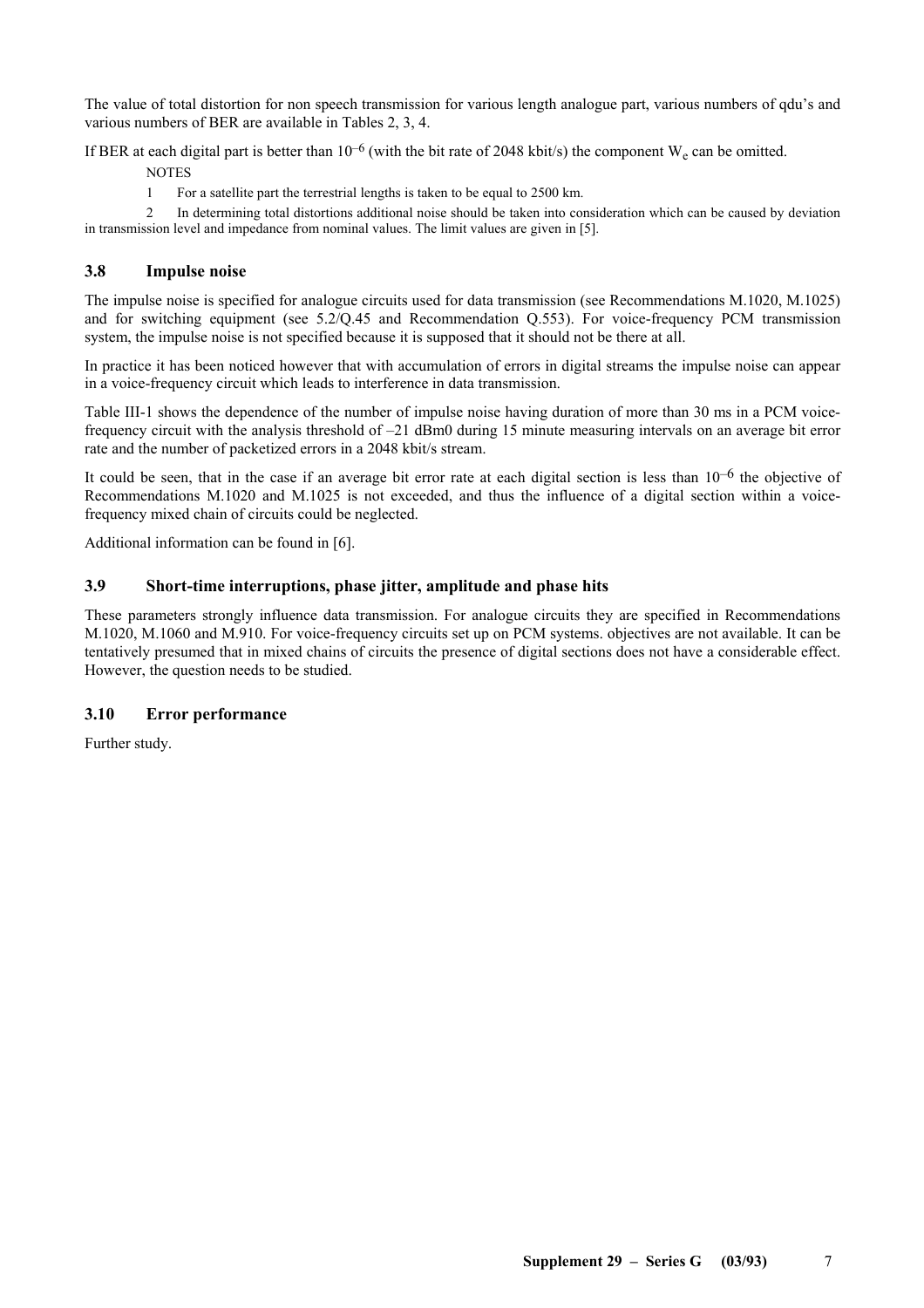The value of total distortion for non speech transmission for various length analogue part, various numbers of qdu's and various numbers of BER are available in Tables 2, 3, 4.

If BER at each digital part is better than $10^{-6}$ (with the bit rate of 2048 kbit/s) the component $W_e$ can be omitted.

NOTES

1 For a satellite part the terrestrial lengths is taken to be equal to 2500 km.

2 In determining total distortions additional noise should be taken into consideration which can be caused by deviation in transmission level and impedance from nominal values. The limit values are given in [5].

### 3.8 Impulse noise

The impulse noise is specified for analogue circuits used for data transmission (see Recommendations M.1020, M.1025) and for switching equipment (see 5.2/Q.45 and Recommendation Q.553). For voice-frequency PCM transmission system, the impulse noise is not specified because it is supposed that it should not be there at all.

In practice it has been noticed however that with accumulation of errors in digital streams the impulse noise can appear in a voice-frequency circuit which leads to interference in data transmission.

Table III-1 shows the dependence of the number of impulse noise having duration of more than 30 ms in a PCM voice-frequency circuit with the analysis threshold of –21 dBm0 during 15 minute measuring intervals on an average bit error rate and the number of packetized errors in a 2048 kbit/s stream.

It could be seen, that in the case if an average bit error rate at each digital section is less than $10^{-6}$ the objective of Recommendations M.1020 and M.1025 is not exceeded, and thus the influence of a digital section within a voice-frequency mixed chain of circuits could be neglected.

Additional information can be found in [6].

### 3.9 Short-time interruptions, phase jitter, amplitude and phase hits

These parameters strongly influence data transmission. For analogue circuits they are specified in Recommendations M.1020, M.1060 and M.910. For voice-frequency circuits set up on PCM systems. objectives are not available. It can be tentatively presumed that in mixed chains of circuits the presence of digital sections does not have a considerable effect. However, the question needs to be studied.

### 3.10 Error performance

Further study.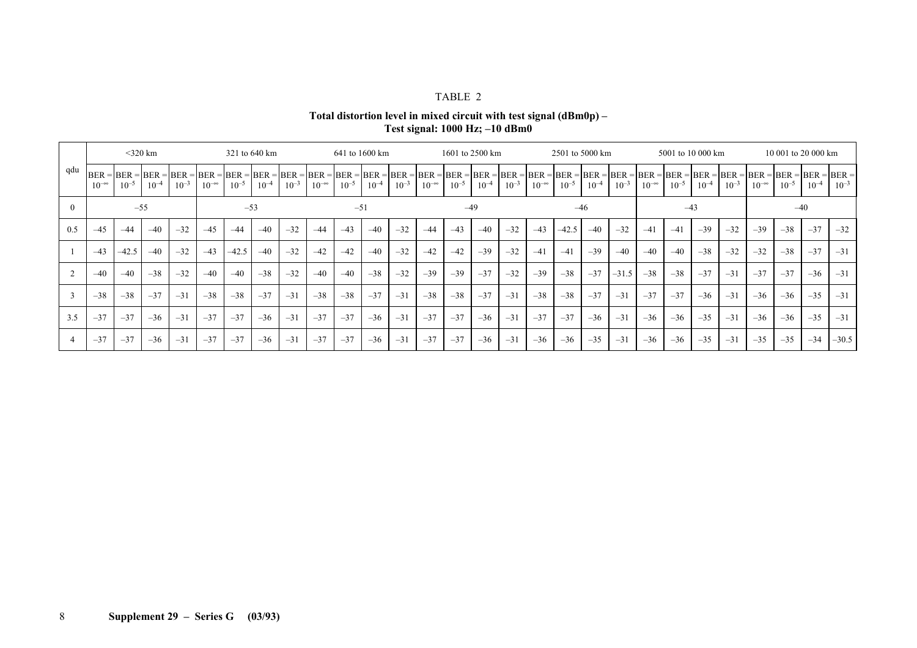TABLE 2

**Total distortion level in mixed circuit with test signal (dBm0p) –**
**Test signal: 1000 Hz; –10 dBm0**

| qdu | <320 km | | | | 321 to 640 km | | | | 641 to 1600 km | | | | 1601 to 2500 km | | | | 2501 to 5000 km | | | | 5001 to 10 000 km | | | | 10 001 to 20 000 km | | | |
|---|---|---|---|---|---|---|---|---|---|---|---|---|---|---|---|---|---|---|---|---|---|---|---|---|---|---|---|---|
| | BER = $10^{-\infty}$ | BER = $10^{-5}$ | BER = $10^{-4}$ | BER = $10^{-3}$ | BER = $10^{-\infty}$ | BER = $10^{-5}$ | BER = $10^{-4}$ | BER = $10^{-3}$ | BER = $10^{-\infty}$ | BER = $10^{-5}$ | BER = $10^{-4}$ | BER = $10^{-3}$ | BER = $10^{-\infty}$ | BER = $10^{-5}$ | BER = $10^{-4}$ | BER = $10^{-3}$ | BER = $10^{-\infty}$ | BER = $10^{-5}$ | BER = $10^{-4}$ | BER = $10^{-3}$ | BER = $10^{-\infty}$ | BER = $10^{-5}$ | BER = $10^{-4}$ | BER = $10^{-3}$ | BER = $10^{-\infty}$ | BER = $10^{-5}$ | BER = $10^{-4}$ | BER = $10^{-3}$ |
| 0 | –55 | | | | –53 | | | | –51 | | | | –49 | | | | –46 | | | | –43 | | | | –40 | | | |
| 0.5 | –45 | –44 | –40 | –32 | –45 | –44 | –40 | –32 | –44 | –43 | –40 | –32 | –44 | –43 | –40 | –32 | –43 | –42.5 | –40 | –32 | –41 | –41 | –39 | –32 | –39 | –38 | –37 | –32 |
| 1 | –43 | –42.5 | –40 | –32 | –43 | –42.5 | –40 | –32 | –42 | –42 | –40 | –32 | –42 | –42 | –39 | –32 | –41 | –41 | –39 | –40 | –40 | –40 | –38 | –32 | –32 | –38 | –37 | –31 |
| 2 | –40 | –40 | –38 | –32 | –40 | –40 | –38 | –32 | –40 | –40 | –38 | –32 | –39 | –39 | –37 | –32 | –39 | –38 | –37 | –31.5 | –38 | –38 | –37 | –31 | –37 | –37 | –36 | –31 |
| 3 | –38 | –38 | –37 | –31 | –38 | –38 | –37 | –31 | –38 | –38 | –37 | –31 | –38 | –38 | –37 | –31 | –38 | –38 | –37 | –31 | –37 | –37 | –36 | –31 | –36 | –36 | –35 | –31 |
| 3.5 | –37 | –37 | –36 | –31 | –37 | –37 | –36 | –31 | –37 | –37 | –36 | –31 | –37 | –37 | –36 | –31 | –37 | –37 | –36 | –31 | –36 | –36 | –35 | –31 | –36 | –36 | –35 | –31 |
| 4 | –37 | –37 | –36 | –31 | –37 | –37 | –36 | –31 | –37 | –37 | –36 | –31 | –37 | –37 | –36 | –31 | –36 | –36 | –35 | –31 | –36 | –36 | –35 | –31 | –35 | –35 | –34 | –30.5 |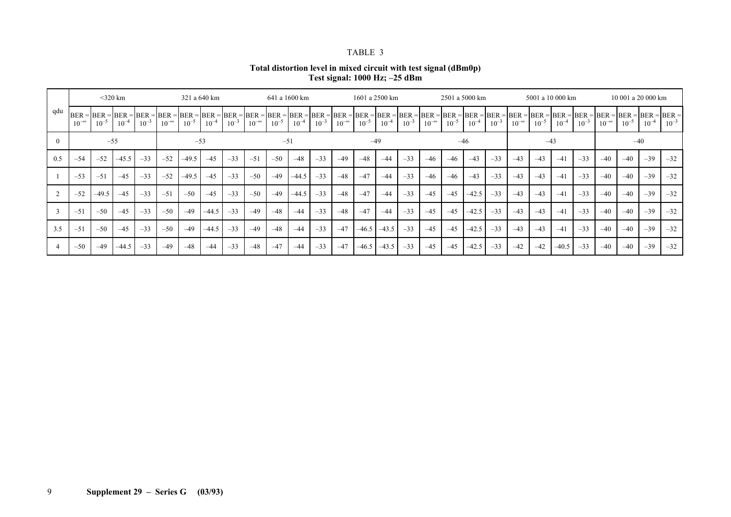TABLE 3

**Total distortion level in mixed circuit with test signal (dBm0p)**
**Test signal: 1000 Hz; –25 dBm**

| qdu | <320 km | | | | 321 a 640 km | | | | 641 a 1600 km | | | | 1601 a 2500 km | | | | 2501 a 5000 km | | | | 5001 a 10 000 km | | | | 10 001 a 20 000 km | | | |
|---|---|---|---|---|---|---|---|---|---|---|---|---|---|---|---|---|---|---|---|---|---|---|---|---|---|---|---|---|
| | BER = $10^{-\infty}$ | BER = $10^{-5}$ | BER = $10^{-4}$ | BER = $10^{-3}$ | BER = $10^{-\infty}$ | BER = $10^{-5}$ | BER = $10^{-4}$ | BER = $10^{-3}$ | BER = $10^{-\infty}$ | BER = $10^{-5}$ | BER = $10^{-4}$ | BER = $10^{-3}$ | BER = $10^{-\infty}$ | BER = $10^{-5}$ | BER = $10^{-4}$ | BER = $10^{-3}$ | BER = $10^{-\infty}$ | BER = $10^{-5}$ | BER = $10^{-4}$ | BER = $10^{-3}$ | BER = $10^{-\infty}$ | BER = $10^{-5}$ | BER = $10^{-4}$ | BER = $10^{-3}$ | BER = $10^{-\infty}$ | BER = $10^{-5}$ | BER = $10^{-4}$ | BER = $10^{-3}$ |
| 0 | –55 | | | | –53 | | | | –51 | | | | –49 | | | | –46 | | | | –43 | | | | –40 | | | |
| 0.5 | –54 | –52 | –45.5 | –33 | –52 | –49.5 | –45 | –33 | –51 | –50 | –48 | –33 | –49 | –48 | –44 | –33 | –46 | –46 | –43 | –33 | –43 | –43 | –41 | –33 | –40 | –40 | –39 | –32 |
| 1 | –53 | –51 | –45 | –33 | –52 | –49.5 | –45 | –33 | –50 | –49 | –44.5 | –33 | –48 | –47 | –44 | –33 | –46 | –46 | –43 | –33 | –43 | –43 | –41 | –33 | –40 | –40 | –39 | –32 |
| 2 | –52 | –49.5 | –45 | –33 | –51 | –50 | –45 | –33 | –50 | –49 | –44.5 | –33 | –48 | –47 | –44 | –33 | –45 | –45 | –42.5 | –33 | –43 | –43 | –41 | –33 | –40 | –40 | –39 | –32 |
| 3 | –51 | –50 | –45 | –33 | –50 | –49 | –44.5 | –33 | –49 | –48 | –44 | –33 | –48 | –47 | –44 | –33 | –45 | –45 | –42.5 | –33 | –43 | –43 | –41 | –33 | –40 | –40 | –39 | –32 |
| 3.5 | –51 | –50 | –45 | –33 | –50 | –49 | –44.5 | –33 | –49 | –48 | –44 | –33 | –47 | –46.5 | –43.5 | –33 | –45 | –45 | –42.5 | –33 | –43 | –43 | –41 | –33 | –40 | –40 | –39 | –32 |
| 4 | –50 | –49 | –44.5 | –33 | –49 | –48 | –44 | –33 | –48 | –47 | –44 | –33 | –47 | –46.5 | –43.5 | –33 | –45 | –45 | –42.5 | –33 | –42 | –42 | –40.5 | –33 | –40 | –40 | –39 | –32 |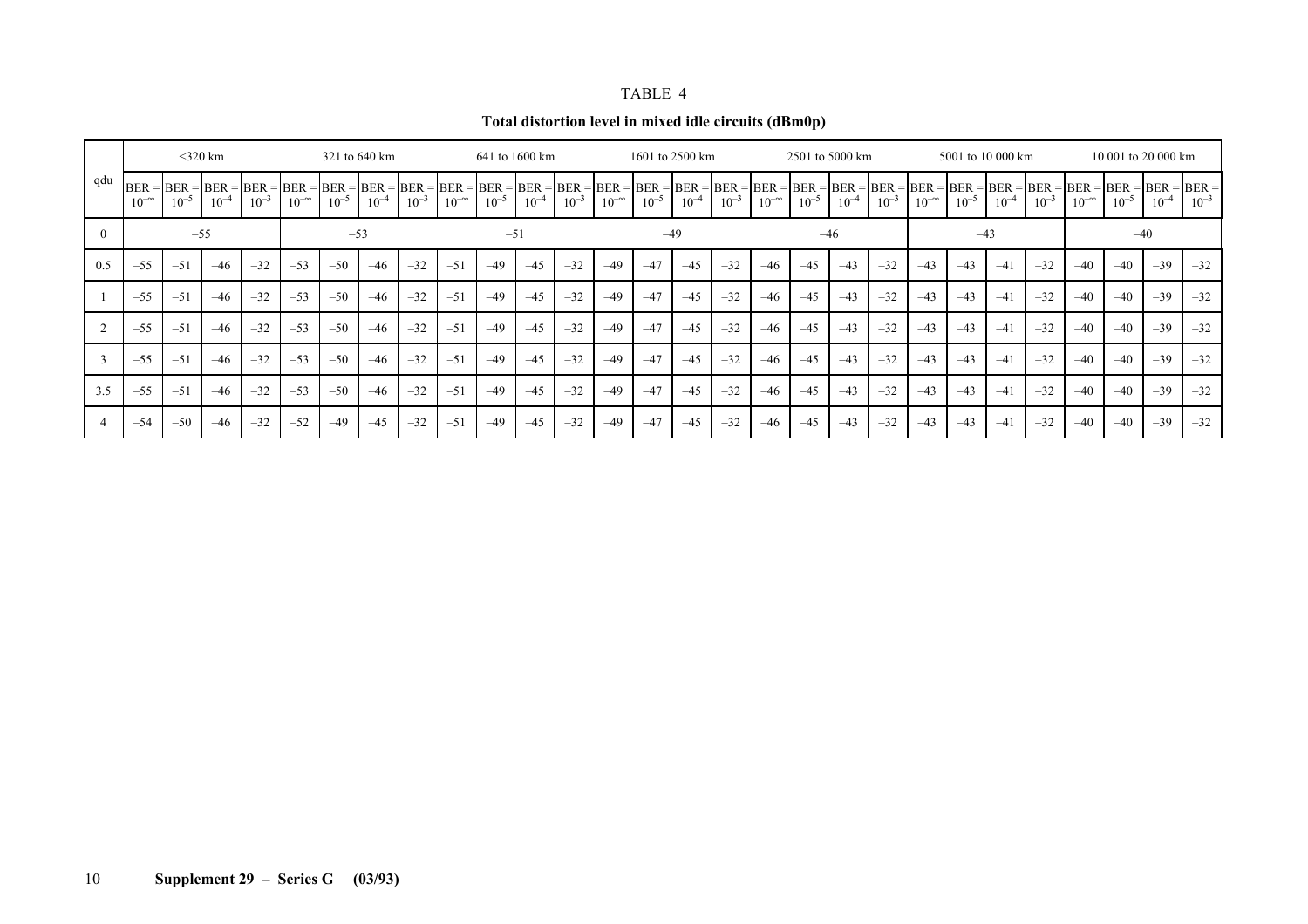TABLE 4

**Total distortion level in mixed idle circuits (dBm0p)**

| qdu | <320 km | | | | 321 to 640 km | | | | 641 to 1600 km | | | | 1601 to 2500 km | | | | 2501 to 5000 km | | | | 5001 to 10 000 km | | | | 10 001 to 20 000 km | | | |
|---|---|---|---|---|---|---|---|---|---|---|---|---|---|---|---|---|---|---|---|---|---|---|---|---|---|---|---|---|
| | BER = $10^{-\infty}$ | BER = $10^{-5}$ | BER = $10^{-4}$ | BER = $10^{-3}$ | BER = $10^{-\infty}$ | BER = $10^{-5}$ | BER = $10^{-4}$ | BER = $10^{-3}$ | BER = $10^{-\infty}$ | BER = $10^{-5}$ | BER = $10^{-4}$ | BER = $10^{-3}$ | BER = $10^{-\infty}$ | BER = $10^{-5}$ | BER = $10^{-4}$ | BER = $10^{-3}$ | BER = $10^{-\infty}$ | BER = $10^{-5}$ | BER = $10^{-4}$ | BER = $10^{-3}$ | BER = $10^{-\infty}$ | BER = $10^{-5}$ | BER = $10^{-4}$ | BER = $10^{-3}$ | BER = $10^{-\infty}$ | BER = $10^{-5}$ | BER = $10^{-4}$ | BER = $10^{-3}$ |
| 0 | –55 | | | | –53 | | | | –51 | | | | –49 | | | | –46 | | | | –43 | | | | –40 | | | |
| 0.5 | –55 | –51 | –46 | –32 | –53 | –50 | –46 | –32 | –51 | –49 | –45 | –32 | –49 | –47 | –45 | –32 | –46 | –45 | –43 | –32 | –43 | –43 | –41 | –32 | –40 | –40 | –39 | –32 |
| 1 | –55 | –51 | –46 | –32 | –53 | –50 | –46 | –32 | –51 | –49 | –45 | –32 | –49 | –47 | –45 | –32 | –46 | –45 | –43 | –32 | –43 | –43 | –41 | –32 | –40 | –40 | –39 | –32 |
| 2 | –55 | –51 | –46 | –32 | –53 | –50 | –46 | –32 | –51 | –49 | –45 | –32 | –49 | –47 | –45 | –32 | –46 | –45 | –43 | –32 | –43 | –43 | –41 | –32 | –40 | –40 | –39 | –32 |
| 3 | –55 | –51 | –46 | –32 | –53 | –50 | –46 | –32 | –51 | –49 | –45 | –32 | –49 | –47 | –45 | –32 | –46 | –45 | –43 | –32 | –43 | –43 | –41 | –32 | –40 | –40 | –39 | –32 |
| 3.5 | –55 | –51 | –46 | –32 | –53 | –50 | –46 | –32 | –51 | –49 | –45 | –32 | –49 | –47 | –45 | –32 | –46 | –45 | –43 | –32 | –43 | –43 | –41 | –32 | –40 | –40 | –39 | –32 |
| 4 | –54 | –50 | –46 | –32 | –52 | –49 | –45 | –32 | –51 | –49 | –45 | –32 | –49 | –47 | –45 | –32 | –46 | –45 | –43 | –32 | –43 | –43 | –41 | –32 | –40 | –40 | –39 | –32 |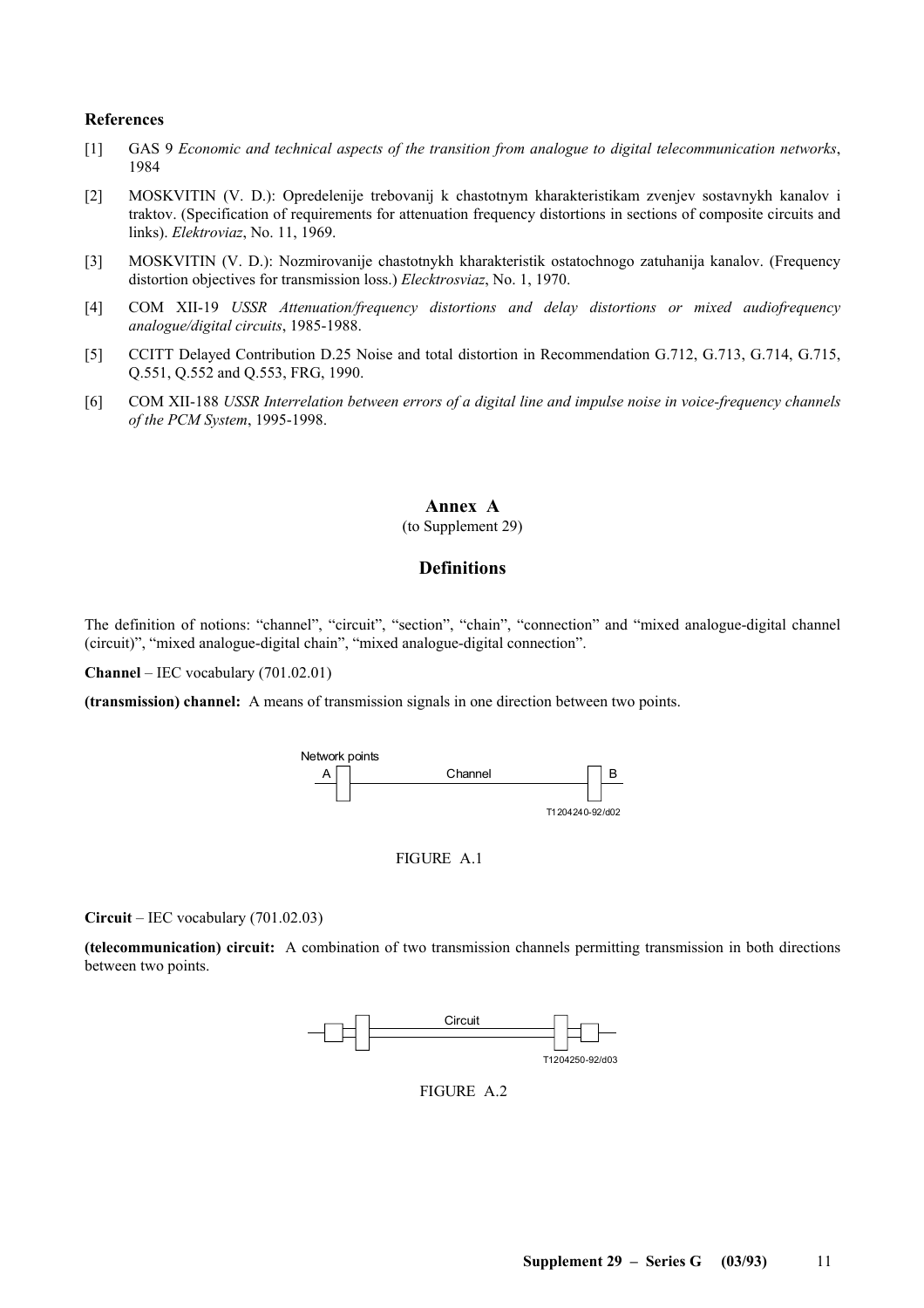## References

[1] GAS 9 *Economic and technical aspects of the transition from analogue to digital telecommunication networks*, 1984

[2] MOSKVITIN (V. D.): Opredelenije trebovanij k chastotnym kharakteristikam zvenjev sostavnykh kanalov i traktov. (Specification of requirements for attenuation frequency distortions in sections of composite circuits and links). *Elektroviaz*, No. 11, 1969.

[3] MOSKVITIN (V. D.): Nozmirovanije chastotnykh kharakteristik ostatochnogo zatuhanija kanalov. (Frequency distortion objectives for transmission loss.) *Elecktrosviaz*, No. 1, 1970.

[4] COM XII-19 *USSR Attenuation/frequency distortions and delay distortions or mixed audiofrequency analogue/digital circuits*, 1985-1988.

[5] CCITT Delayed Contribution D.25 Noise and total distortion in Recommendation G.712, G.713, G.714, G.715, Q.551, Q.552 and Q.553, FRG, 1990.

[6] COM XII-188 *USSR Interrelation between errors of a digital line and impulse noise in voice-frequency channels of the PCM System*, 1995-1998.

# Annex A

(to Supplement 29)

## Definitions

The definition of notions: "channel", "circuit", "section", "chain", "connection" and "mixed analogue-digital channel (circuit)", "mixed analogue-digital chain", "mixed analogue-digital connection".

**Channel** – IEC vocabulary (701.02.01)

**(transmission) channel:** A means of transmission signals in one direction between two points.

Network points
A Channel B

T1204240-92/d02

FIGURE A.1

**Circuit** – IEC vocabulary (701.02.03)

**(telecommunication) circuit:** A combination of two transmission channels permitting transmission in both directions between two points.

Circuit

T1204250-92/d03

FIGURE A.2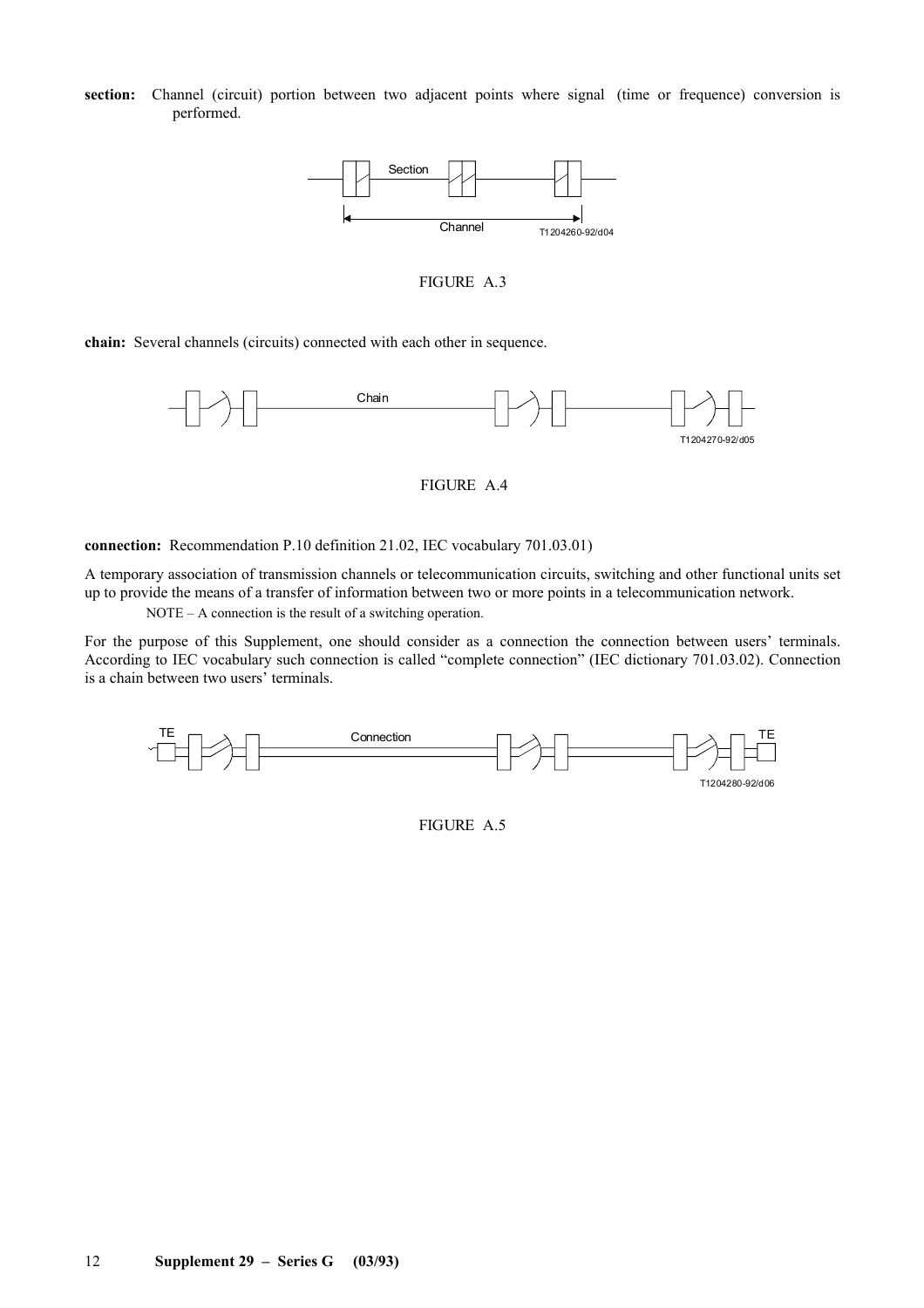**section:** Channel (circuit) portion between two adjacent points where signal (time or frequence) conversion is performed.

FIGURE A.3

**chain:** Several channels (circuits) connected with each other in sequence.

FIGURE A.4

**connection:** Recommendation P.10 definition 21.02, IEC vocabulary 701.03.01)

A temporary association of transmission channels or telecommunication circuits, switching and other functional units set up to provide the means of a transfer of information between two or more points in a telecommunication network.

NOTE – A connection is the result of a switching operation.

For the purpose of this Supplement, one should consider as a connection the connection between users' terminals. According to IEC vocabulary such connection is called "complete connection" (IEC dictionary 701.03.02). Connection is a chain between two users' terminals.

FIGURE A.5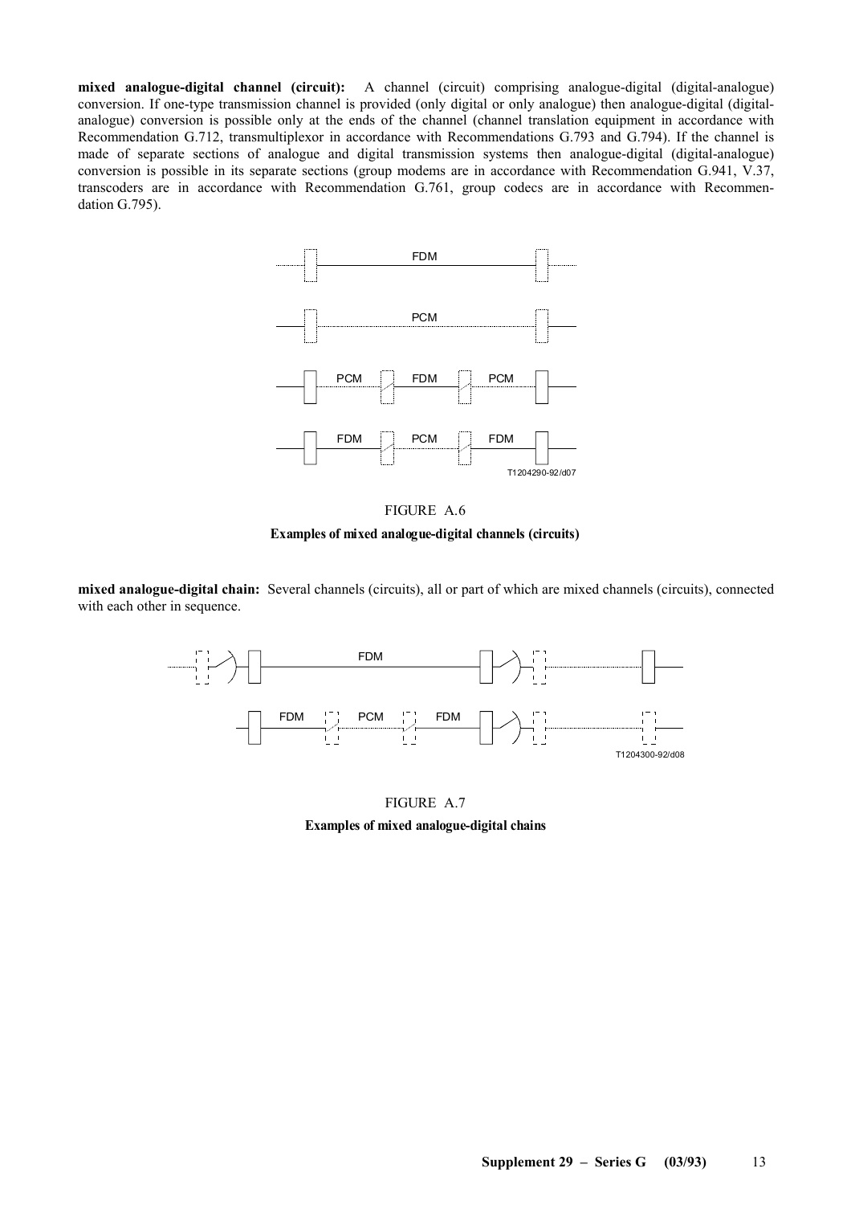**mixed analogue-digital channel (circuit):** A channel (circuit) comprising analogue-digital (digital-analogue) conversion. If one-type transmission channel is provided (only digital or only analogue) then analogue-digital (digital-analogue) conversion is possible only at the ends of the channel (channel translation equipment in accordance with Recommendation G.712, transmultiplexor in accordance with Recommendations G.793 and G.794). If the channel is made of separate sections of analogue and digital transmission systems then analogue-digital (digital-analogue) conversion is possible in its separate sections (group modems are in accordance with Recommendation G.941, V.37, transcoders are in accordance with Recommendation G.761, group codecs are in accordance with Recommendation G.795).

FIGURE A.6

**Examples of mixed analogue-digital channels (circuits)**

**mixed analogue-digital chain:** Several channels (circuits), all or part of which are mixed channels (circuits), connected with each other in sequence.

FIGURE A.7

**Examples of mixed analogue-digital chains**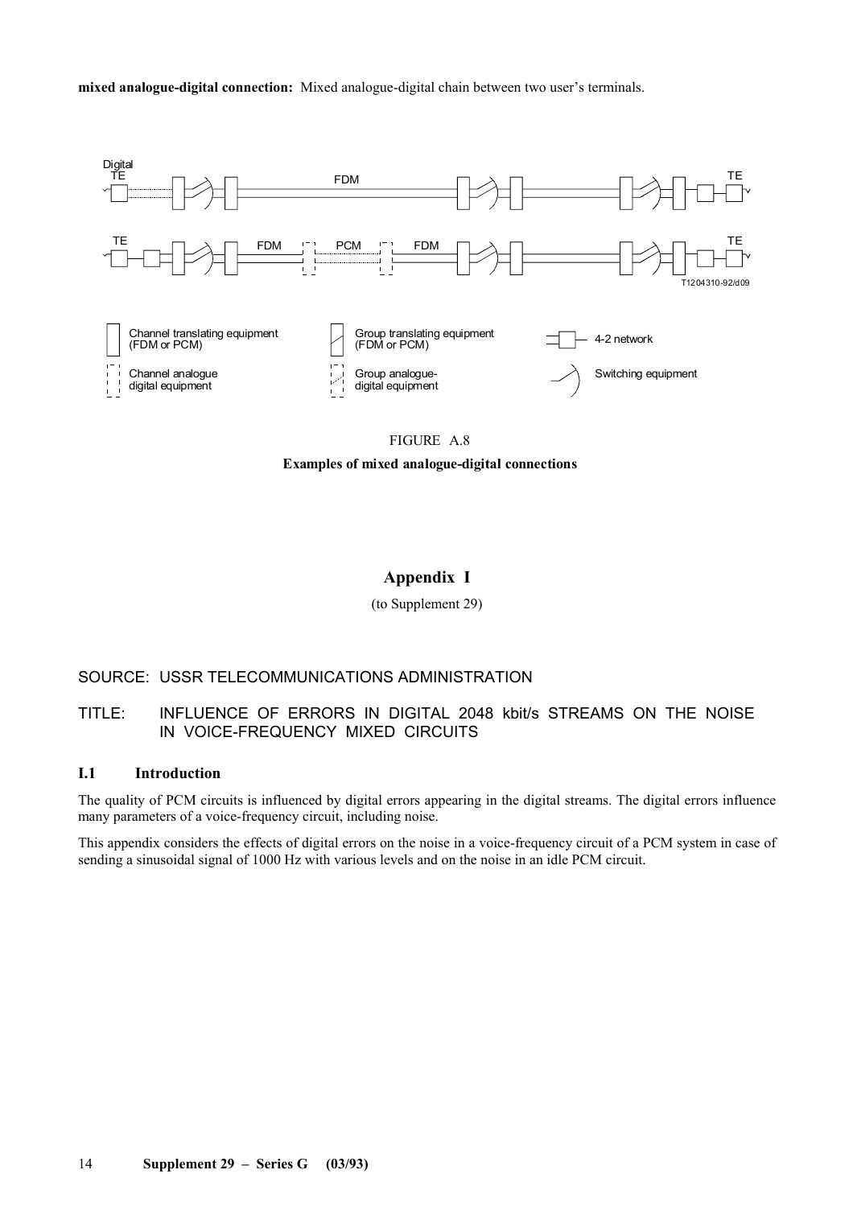**mixed analogue-digital connection:** Mixed analogue-digital chain between two user's terminals.

FIGURE A.8

**Examples of mixed analogue-digital connections**

## Appendix I

(to Supplement 29)

SOURCE: USSR TELECOMMUNICATIONS ADMINISTRATION

TITLE: INFLUENCE OF ERRORS IN DIGITAL 2048 kbit/s STREAMS ON THE NOISE IN VOICE-FREQUENCY MIXED CIRCUITS

### I.1 Introduction

The quality of PCM circuits is influenced by digital errors appearing in the digital streams. The digital errors influence many parameters of a voice-frequency circuit, including noise.

This appendix considers the effects of digital errors on the noise in a voice-frequency circuit of a PCM system in case of sending a sinusoidal signal of 1000 Hz with various levels and on the noise in an idle PCM circuit.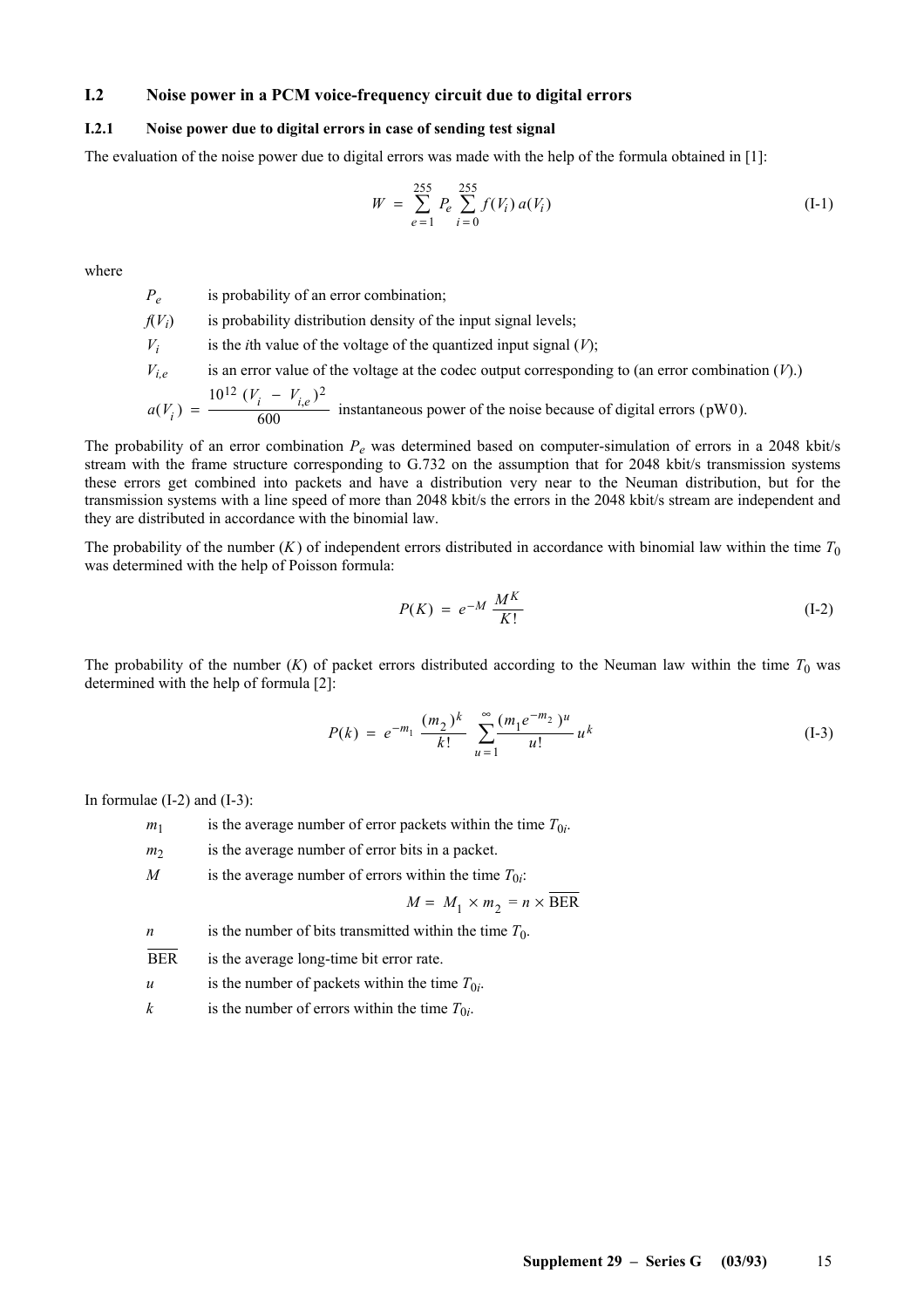### I.2 Noise power in a PCM voice-frequency circuit due to digital errors

#### I.2.1 Noise power due to digital errors in case of sending test signal

The evaluation of the noise power due to digital errors was made with the help of the formula obtained in [1]:

$$W = \sum_{e=1}^{255} P_e \sum_{i=0}^{255} f(V_i)\, a(V_i) \tag{I-1}$$

where

- $P_e$ is probability of an error combination;
- $f(V_i)$ is probability distribution density of the input signal levels;
- $V_i$ is the $i$th value of the voltage of the quantized input signal ($V$);
- $V_{i,e}$ is an error value of the voltage at the codec output corresponding to (an error combination ($V$).)
- $a(V_i) = \dfrac{10^{12}\,(V_i - V_{i,e})^2}{600}$ instantaneous power of the noise because of digital errors (pW0).

The probability of an error combination $P_e$ was determined based on computer-simulation of errors in a 2048 kbit/s stream with the frame structure corresponding to G.732 on the assumption that for 2048 kbit/s transmission systems these errors get combined into packets and have a distribution very near to the Neuman distribution, but for the transmission systems with a line speed of more than 2048 kbit/s the errors in the 2048 kbit/s stream are independent and they are distributed in accordance with the binomial law.

The probability of the number ($K$) of independent errors distributed in accordance with binomial law within the time $T_0$ was determined with the help of Poisson formula:

$$P(K) = e^{-M}\,\frac{M^K}{K!} \tag{I-2}$$

The probability of the number ($K$) of packet errors distributed according to the Neuman law within the time $T_0$ was determined with the help of formula [2]:

$$P(k) = e^{-m_1}\,\frac{(m_2)^k}{k!} \sum_{u=1}^{\infty} \frac{(m_1 e^{-m_2})^u}{u!}\, u^k \tag{I-3}$$

In formulae (I-2) and (I-3):

- $m_1$ is the average number of error packets within the time $T_{0i}$.
- $m_2$ is the average number of error bits in a packet.
- $M$ is the average number of errors within the time $T_{0i}$:

$$M = M_1 \times m_2 = n \times \overline{\text{BER}}$$

- $n$ is the number of bits transmitted within the time $T_0$.
- $\overline{\text{BER}}$ is the average long-time bit error rate.
- $u$ is the number of packets within the time $T_{0i}$.
- $k$ is the number of errors within the time $T_{0i}$.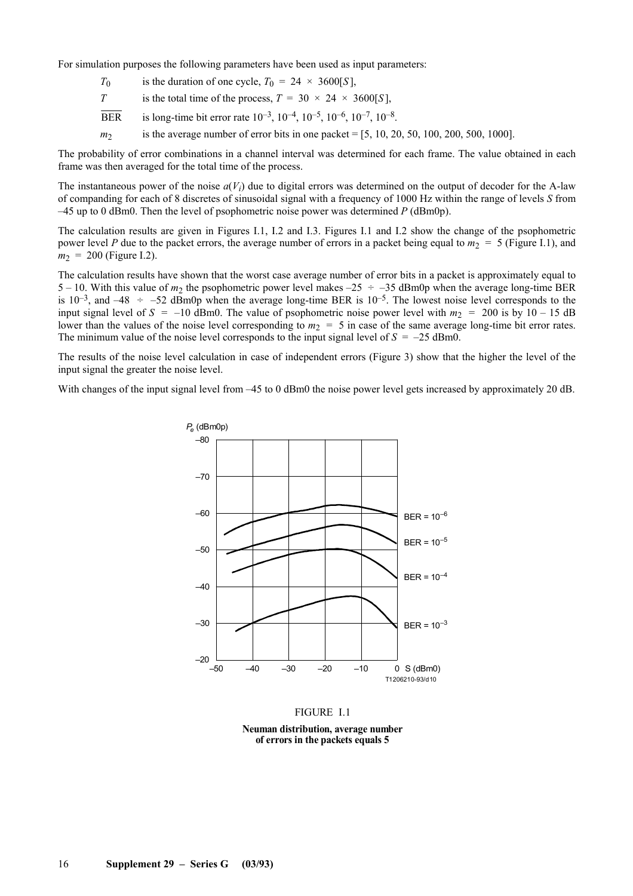For simulation purposes the following parameters have been used as input parameters:

- $T_0$ is the duration of one cycle, $T_0 = 24 \times 3600[S]$,
- $T$ is the total time of the process, $T = 30 \times 24 \times 3600[S]$,
- $\overline{\text{BER}}$ is long-time bit error rate $10^{-3}$, $10^{-4}$, $10^{-5}$, $10^{-6}$, $10^{-7}$, $10^{-8}$.
- $m_2$ is the average number of error bits in one packet = [5, 10, 20, 50, 100, 200, 500, 1000].

The probability of error combinations in a channel interval was determined for each frame. The value obtained in each frame was then averaged for the total time of the process.

The instantaneous power of the noise $a(V_i)$ due to digital errors was determined on the output of decoder for the A-law of companding for each of 8 discretes of sinusoidal signal with a frequency of 1000 Hz within the range of levels $S$ from –45 up to 0 dBm0. Then the level of psophometric noise power was determined $P$ (dBm0p).

The calculation results are given in Figures I.1, I.2 and I.3. Figures I.1 and I.2 show the change of the psophometric power level $P$ due to the packet errors, the average number of errors in a packet being equal to $m_2 = 5$ (Figure I.1), and $m_2 = 200$ (Figure I.2).

The calculation results have shown that the worst case average number of error bits in a packet is approximately equal to 5 – 10. With this value of $m_2$ the psophometric power level makes –25 ÷ –35 dBm0p when the average long-time BER is $10^{-3}$, and –48 ÷ –52 dBm0p when the average long-time BER is $10^{-5}$. The lowest noise level corresponds to the input signal level of $S = -10$ dBm0. The value of psophometric noise power level with $m_2 = 200$ is by 10 – 15 dB lower than the values of the noise level corresponding to $m_2 = 5$ in case of the same average long-time bit error rates. The minimum value of the noise level corresponds to the input signal level of $S = -25$ dBm0.

The results of the noise level calculation in case of independent errors (Figure 3) show that the higher the level of the input signal the greater the noise level.

With changes of the input signal level from –45 to 0 dBm0 the noise power level gets increased by approximately 20 dB.

FIGURE I.1

**Neuman distribution, average number of errors in the packets equals 5**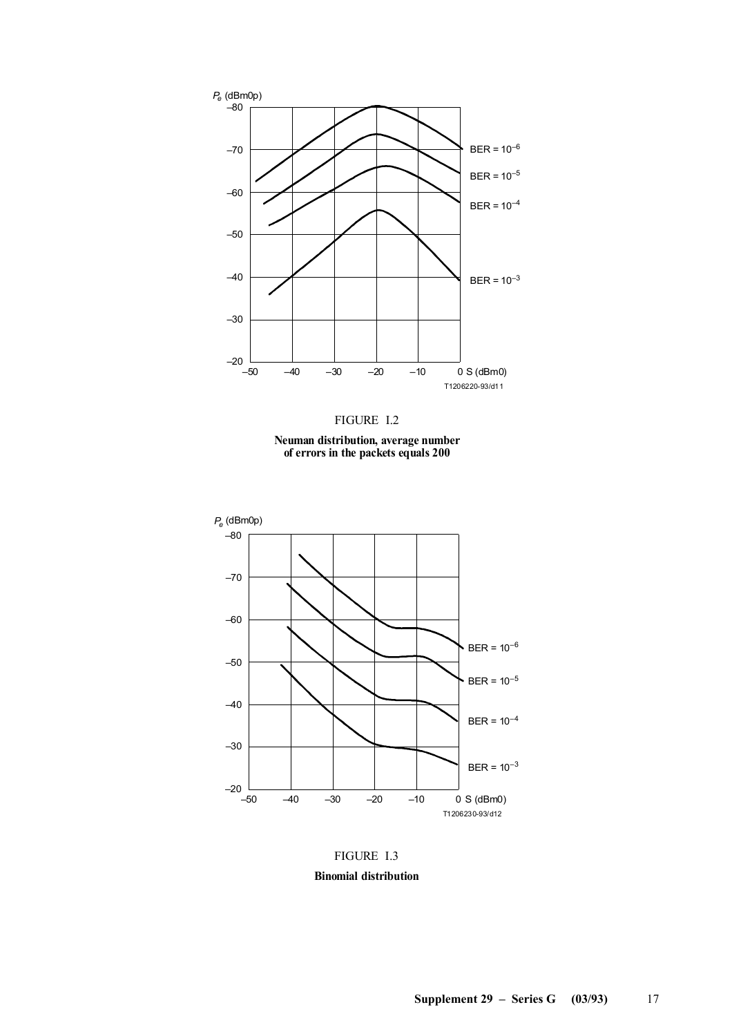FIGURE I.2

**Neuman distribution, average number of errors in the packets equals 200**

FIGURE I.3

**Binomial distribution**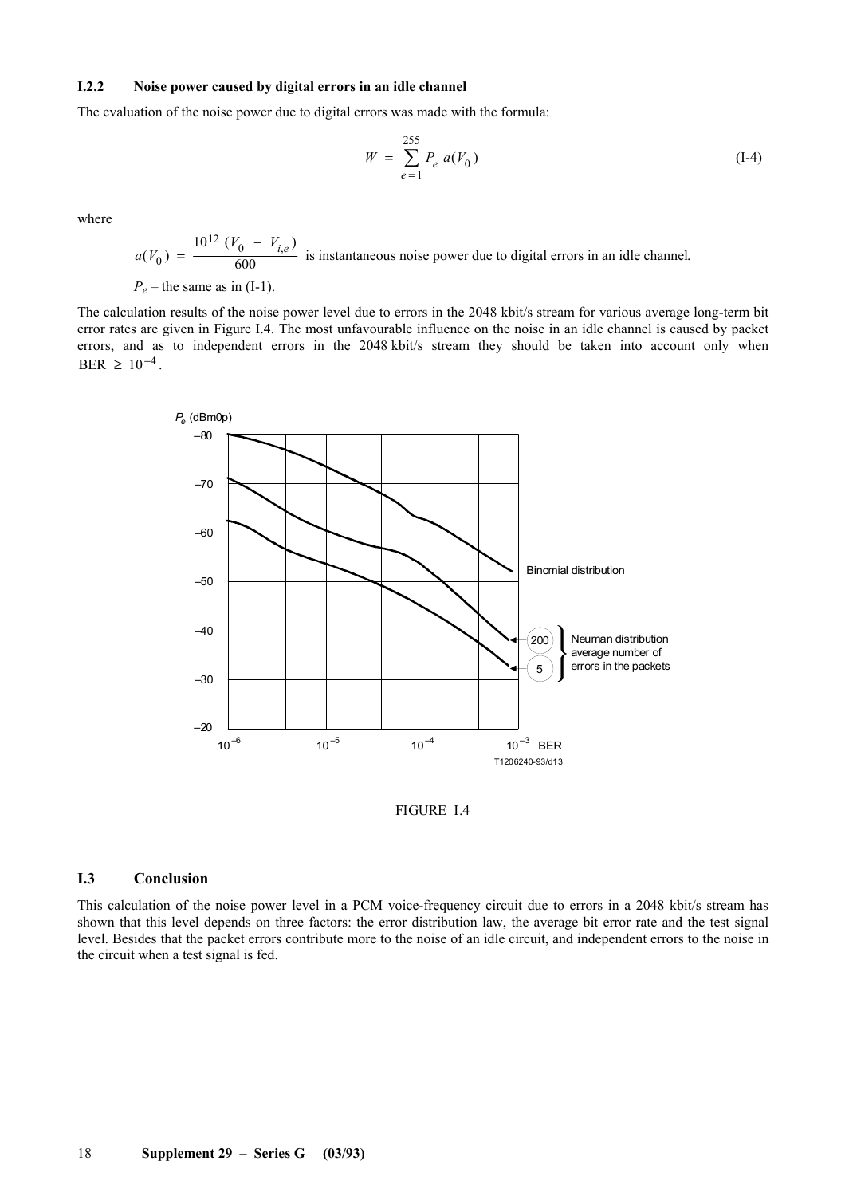### I.2.2 Noise power caused by digital errors in an idle channel

The evaluation of the noise power due to digital errors was made with the formula:

$$W = \sum_{e=1}^{255} P_e \, a(V_0) \tag{I-4}$$

where

$a(V_0) = \dfrac{10^{12} \, (V_0 - V_{i,e})}{600}$ is instantaneous noise power due to digital errors in an idle channel.

$P_e$ – the same as in (I-1).

The calculation results of the noise power level due to errors in the 2048 kbit/s stream for various average long-term bit error rates are given in Figure I.4. The most unfavourable influence on the noise in an idle channel is caused by packet errors, and as to independent errors in the 2048 kbit/s stream they should be taken into account only when $\overline{\text{BER}} \geq 10^{-4}$.

FIGURE I.4

## I.3 Conclusion

This calculation of the noise power level in a PCM voice-frequency circuit due to errors in a 2048 kbit/s stream has shown that this level depends on three factors: the error distribution law, the average bit error rate and the test signal level. Besides that the packet errors contribute more to the noise of an idle circuit, and independent errors to the noise in the circuit when a test signal is fed.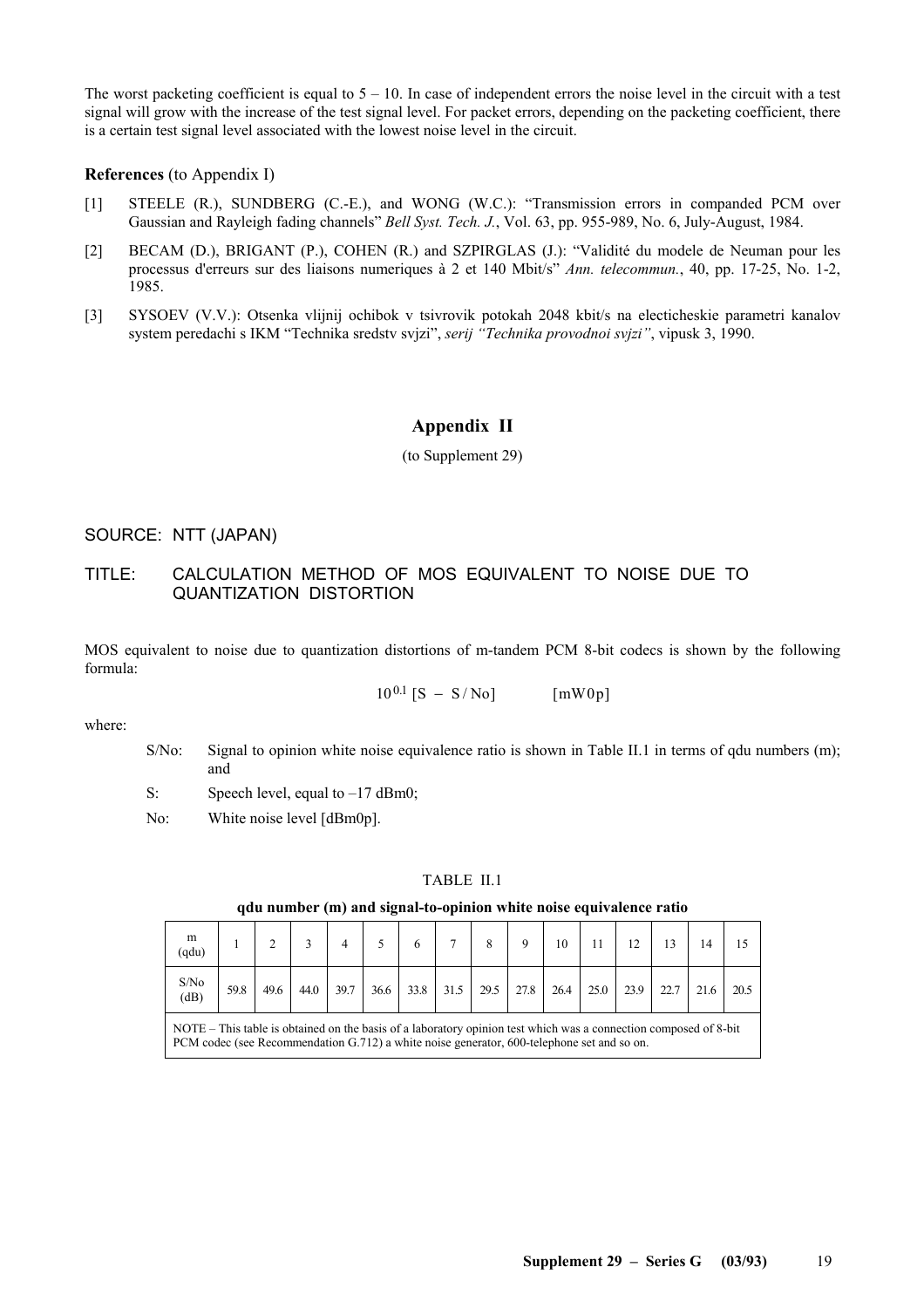The worst packeting coefficient is equal to 5 – 10. In case of independent errors the noise level in the circuit with a test signal will grow with the increase of the test signal level. For packet errors, depending on the packeting coefficient, there is a certain test signal level associated with the lowest noise level in the circuit.

**References** (to Appendix I)

[1] STEELE (R.), SUNDBERG (C.-E.), and WONG (W.C.): "Transmission errors in companded PCM over Gaussian and Rayleigh fading channels" *Bell Syst. Tech. J.*, Vol. 63, pp. 955-989, No. 6, July-August, 1984.

[2] BECAM (D.), BRIGANT (P.), COHEN (R.) and SZPIRGLAS (J.): "Validité du modele de Neuman pour les processus d'erreurs sur des liaisons numeriques à 2 et 140 Mbit/s" *Ann. telecommun.*, 40, pp. 17-25, No. 1-2, 1985.

[3] SYSOEV (V.V.): Otsenka vlijnij ochibok v tsivrovik potokah 2048 kbit/s na electicheskie parametri kanalov system peredachi s IKM "Technika sredstv svjzi", *serij "Technika provodnoi svjzi"*, vipusk 3, 1990.

## Appendix II

(to Supplement 29)

SOURCE: NTT (JAPAN)

TITLE: CALCULATION METHOD OF MOS EQUIVALENT TO NOISE DUE TO QUANTIZATION DISTORTION

MOS equivalent to noise due to quantization distortions of m-tandem PCM 8-bit codecs is shown by the following formula:

$$10^{0.1}\,[S - S/No] \qquad [\text{mW0p}]$$

where:

- S/No: Signal to opinion white noise equivalence ratio is shown in Table II.1 in terms of qdu numbers (m); and
- S: Speech level, equal to –17 dBm0;
- No: White noise level [dBm0p].

TABLE II.1

**qdu number (m) and signal-to-opinion white noise equivalence ratio**

| m (qdu) | 1 | 2 | 3 | 4 | 5 | 6 | 7 | 8 | 9 | 10 | 11 | 12 | 13 | 14 | 15 |
|---|---|---|---|---|---|---|---|---|---|---|---|---|---|---|---|
| S/No (dB) | 59.8 | 49.6 | 44.0 | 39.7 | 36.6 | 33.8 | 31.5 | 29.5 | 27.8 | 26.4 | 25.0 | 23.9 | 22.7 | 21.6 | 20.5 |

NOTE – This table is obtained on the basis of a laboratory opinion test which was a connection composed of 8-bit PCM codec (see Recommendation G.712) a white noise generator, 600-telephone set and so on.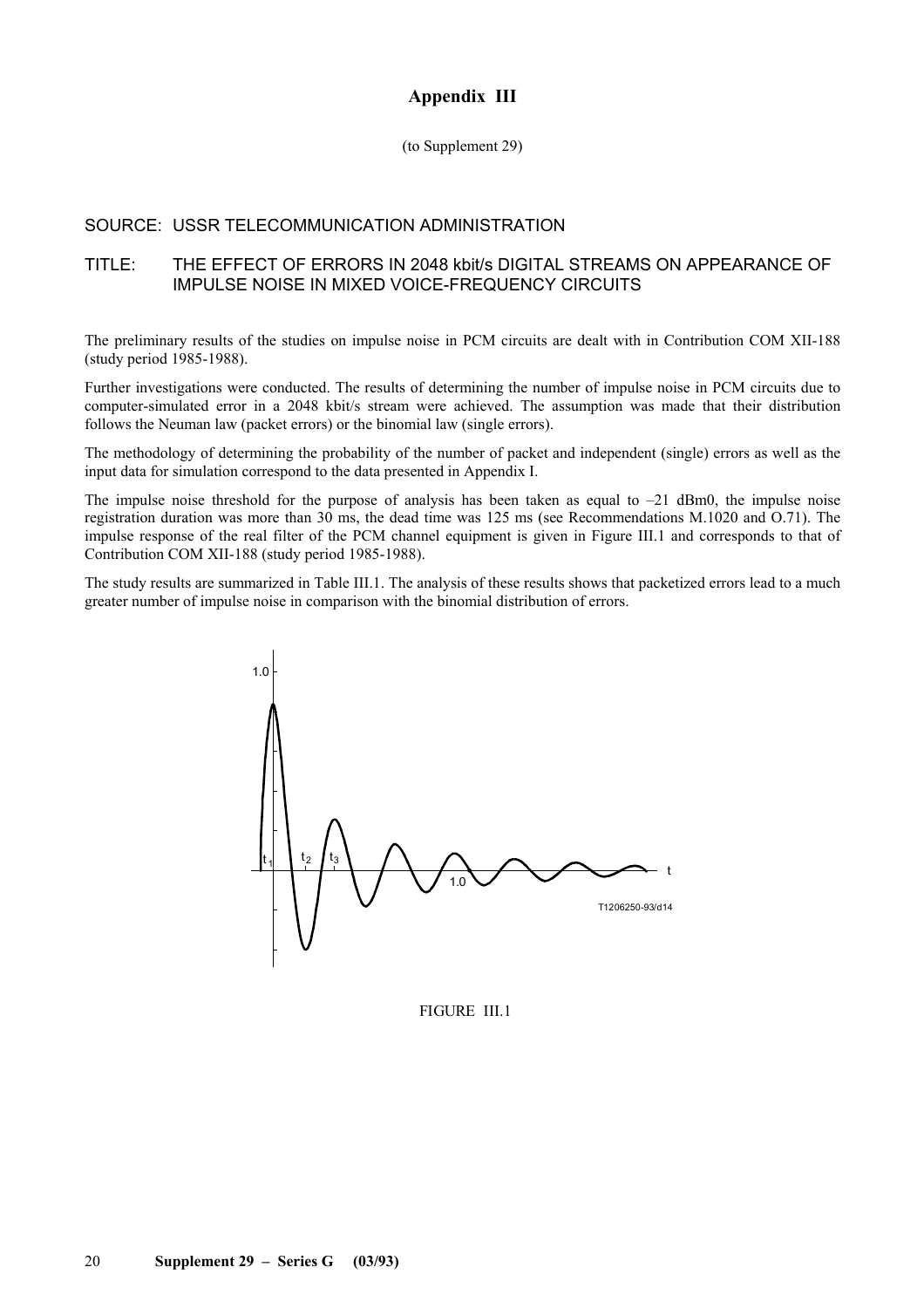# Appendix III

(to Supplement 29)

SOURCE: USSR TELECOMMUNICATION ADMINISTRATION

TITLE: THE EFFECT OF ERRORS IN 2048 kbit/s DIGITAL STREAMS ON APPEARANCE OF IMPULSE NOISE IN MIXED VOICE-FREQUENCY CIRCUITS

The preliminary results of the studies on impulse noise in PCM circuits are dealt with in Contribution COM XII-188 (study period 1985-1988).

Further investigations were conducted. The results of determining the number of impulse noise in PCM circuits due to computer-simulated error in a 2048 kbit/s stream were achieved. The assumption was made that their distribution follows the Neuman law (packet errors) or the binomial law (single errors).

The methodology of determining the probability of the number of packet and independent (single) errors as well as the input data for simulation correspond to the data presented in Appendix I.

The impulse noise threshold for the purpose of analysis has been taken as equal to –21 dBm0, the impulse noise registration duration was more than 30 ms, the dead time was 125 ms (see Recommendations M.1020 and O.71). The impulse response of the real filter of the PCM channel equipment is given in Figure III.1 and corresponds to that of Contribution COM XII-188 (study period 1985-1988).

The study results are summarized in Table III.1. The analysis of these results shows that packetized errors lead to a much greater number of impulse noise in comparison with the binomial distribution of errors.

T1206250-93/d14

FIGURE III.1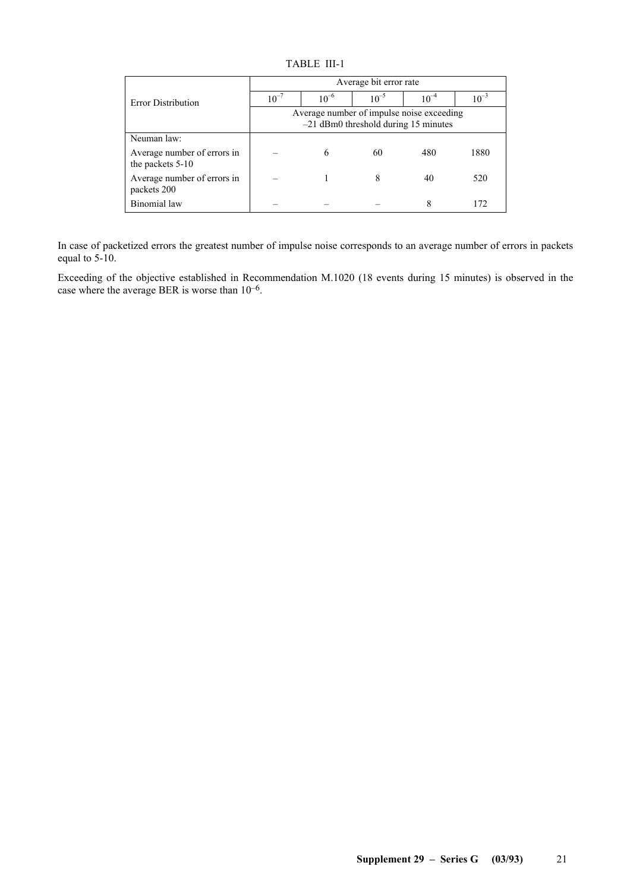TABLE III-1

| Error Distribution | Average bit error rate | | | | |
|---|---|---|---|---|---|
| | $10^{-7}$ | $10^{-6}$ | $10^{-5}$ | $10^{-4}$ | $10^{-3}$ |
| | Average number of impulse noise exceeding –21 dBm0 threshold during 15 minutes | | | | |
| Neuman law: | | | | | |
| Average number of errors in the packets 5-10 | – | 6 | 60 | 480 | 1880 |
| Average number of errors in packets 200 | – | 1 | 8 | 40 | 520 |
| Binomial law | – | – | – | 8 | 172 |

In case of packetized errors the greatest number of impulse noise corresponds to an average number of errors in packets equal to 5-10.

Exceeding of the objective established in Recommendation M.1020 (18 events during 15 minutes) is observed in the case where the average BER is worse than $10^{-6}$.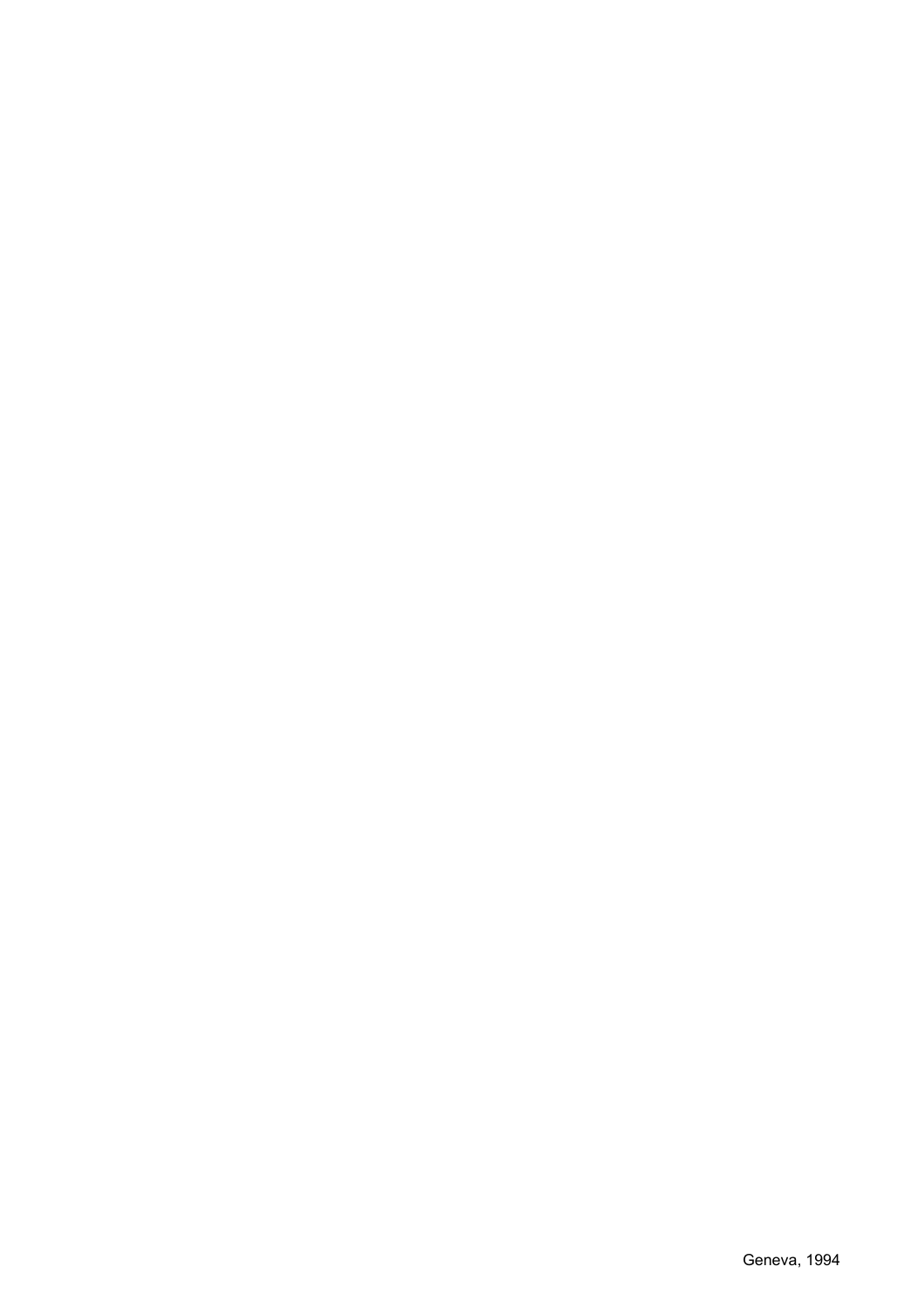Geneva, 1994